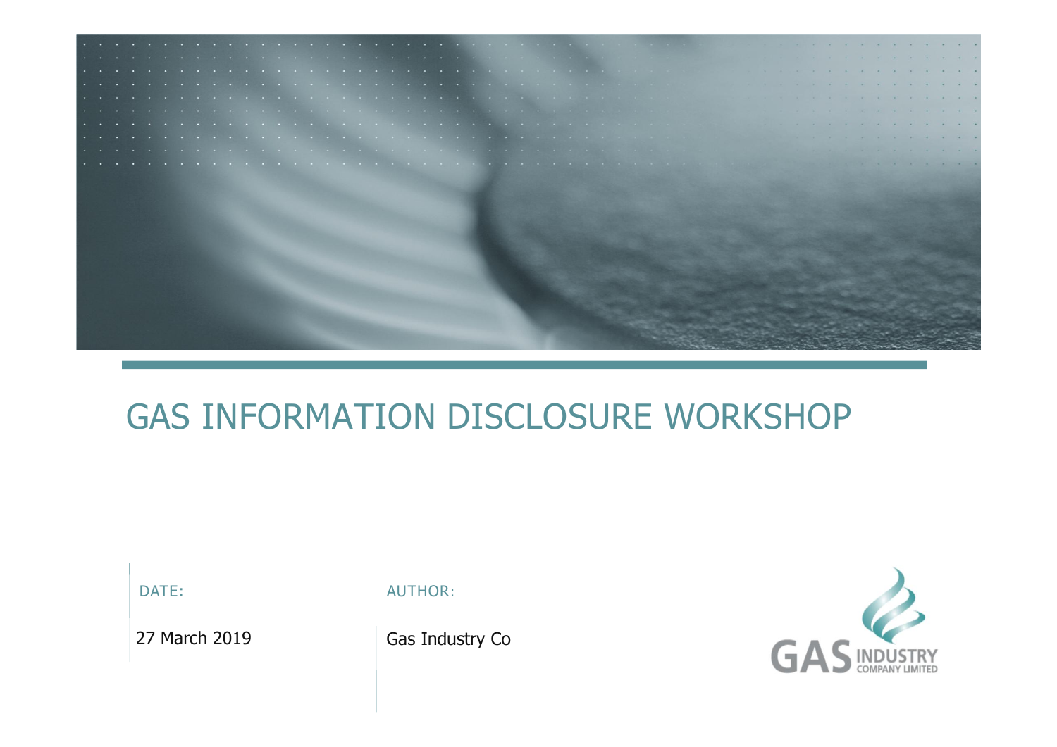# GAS INFORMATION DISCLOSURE WORKSHOP

DATE:

27 March 2019

AUTHOR:

Gas Industry Co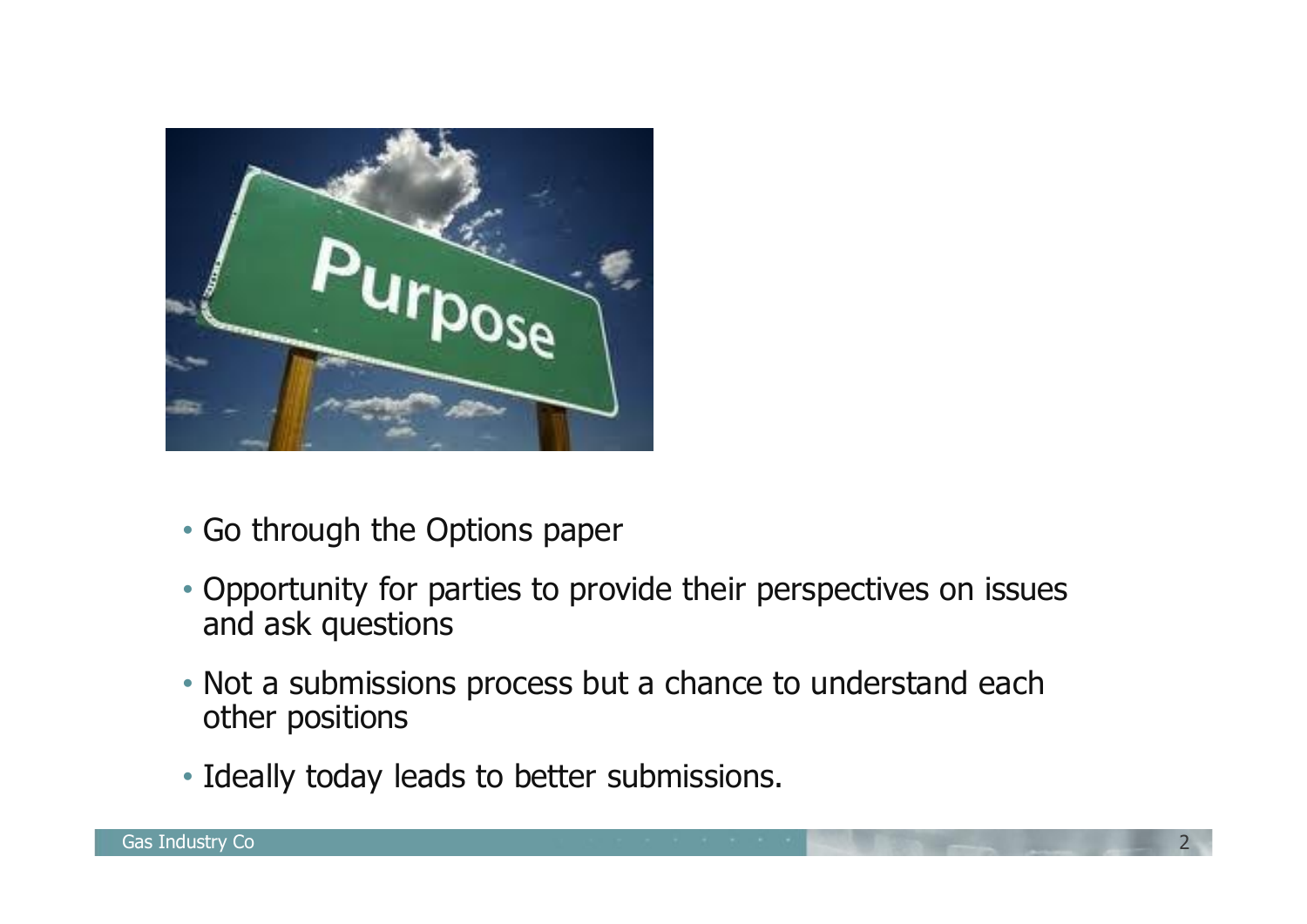- Go through the Options paper
- Opportunity for parties to provide their perspectives on issues and ask questions
- Not a submissions process but a chance to understand each other positions
- Ideally today leads to better submissions.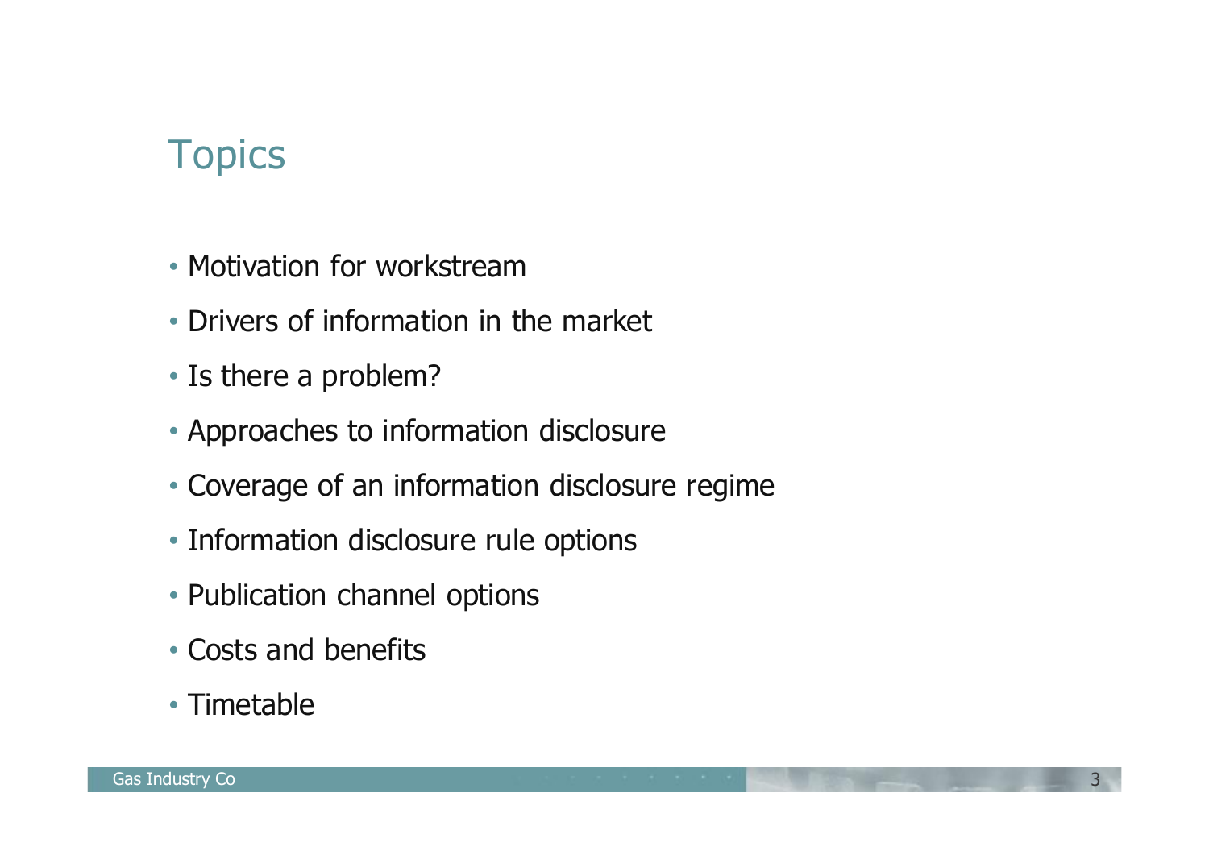# Topics

- Motivation for workstream
- Drivers of information in the market
- Is there a problem?
- Approaches to information disclosure
- Coverage of an information disclosure regime
- Information disclosure rule options
- Publication channel options
- Costs and benefits
- Timetable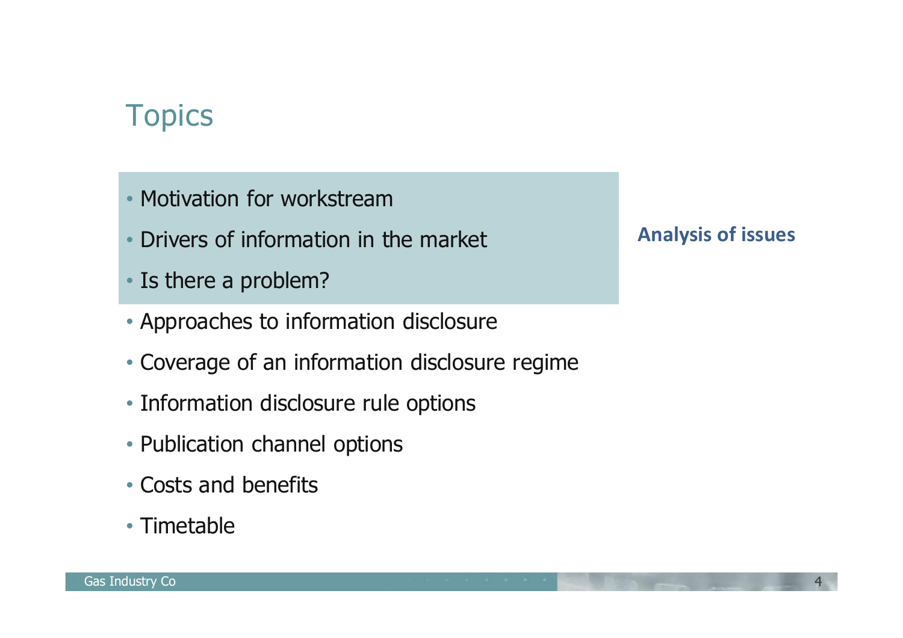# Topics

- Motivation for workstream
- Drivers of information in the market
- Is there a problem?

**Analysis of issues**

- Approaches to information disclosure
- Coverage of an information disclosure regime
- Information disclosure rule options
- Publication channel options
- Costs and benefits
- Timetable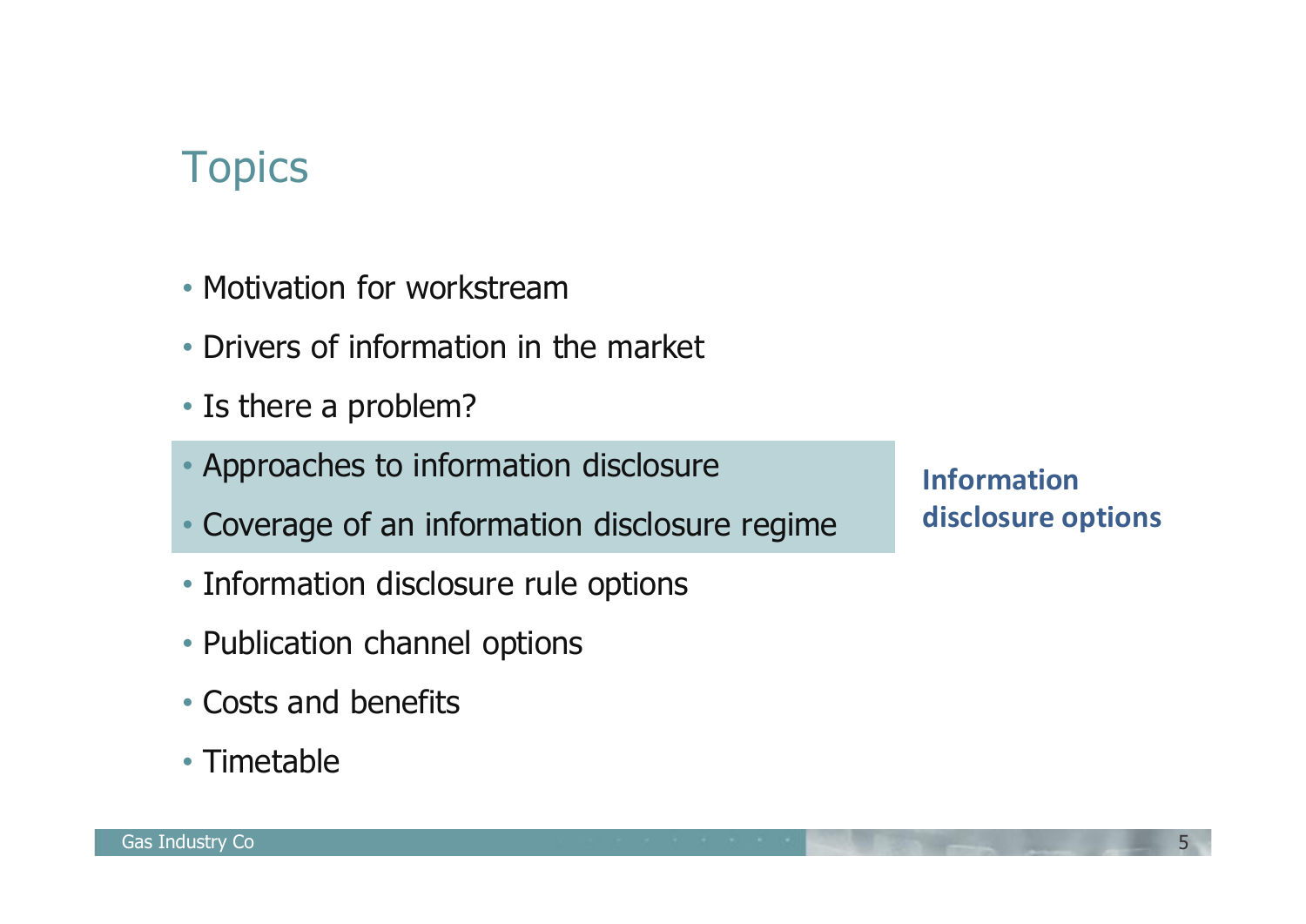# Topics

- Motivation for workstream
- Drivers of information in the market
- Is there a problem?
- Approaches to information disclosure
- Coverage of an information disclosure regime
- Information disclosure rule options
- Publication channel options
- Costs and benefits
- Timetable

**Information disclosure options**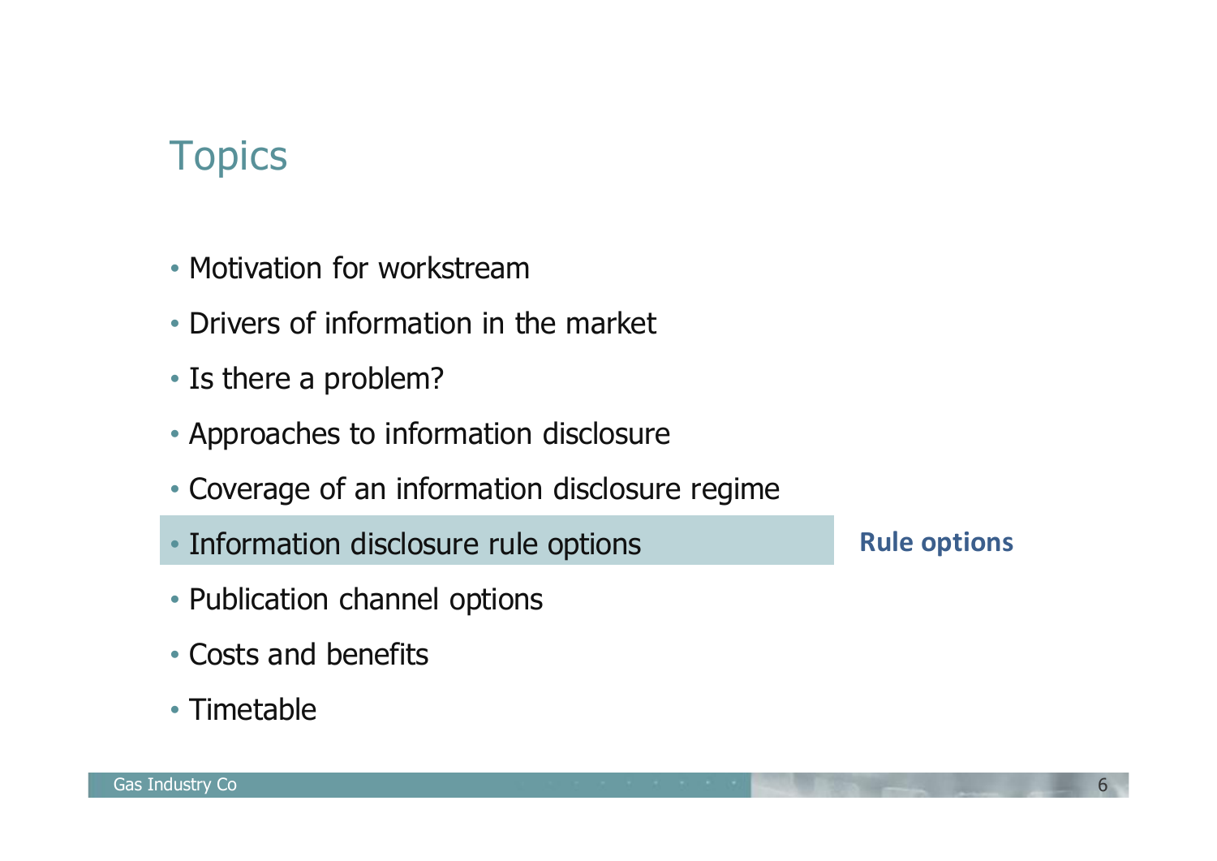# Topics

- Motivation for workstream
- Drivers of information in the market
- Is there a problem?
- Approaches to information disclosure
- Coverage of an information disclosure regime
- **Information disclosure rule options** — **Rule options**
- Publication channel options
- Costs and benefits
- Timetable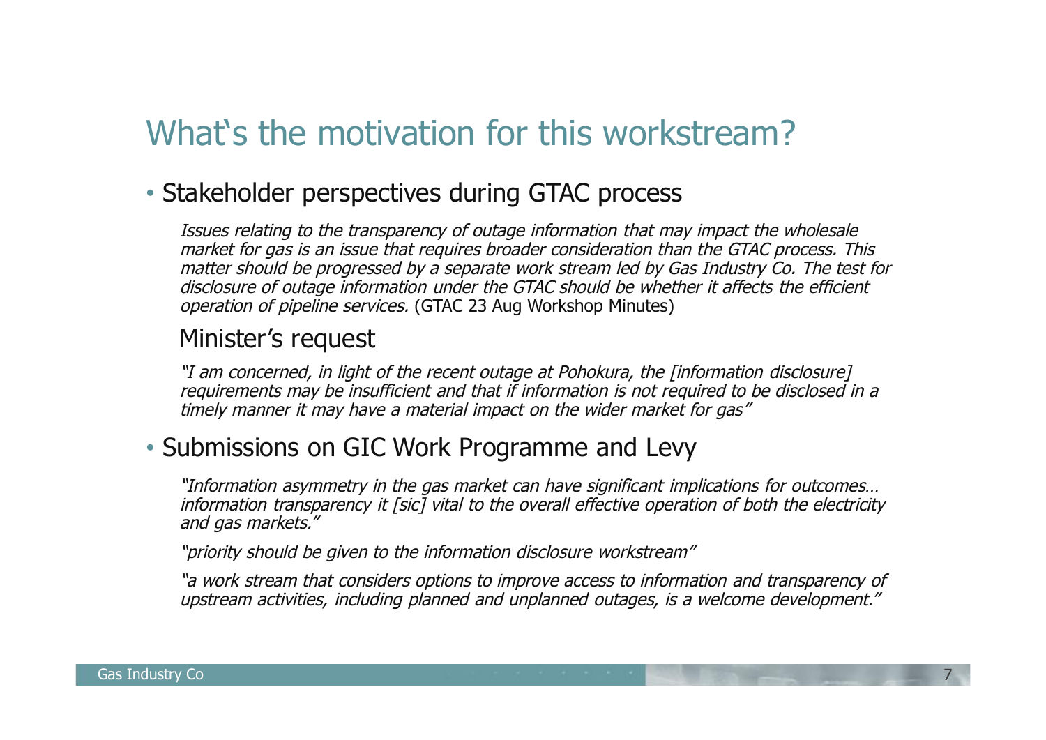# What‘s the motivation for this workstream?

- Stakeholder perspectives during GTAC process

  *Issues relating to the transparency of outage information that may impact the wholesale market for gas is an issue that requires broader consideration than the GTAC process. This matter should be progressed by a separate work stream led by Gas Industry Co. The test for disclosure of outage information under the GTAC should be whether it affects the efficient operation of pipeline services.* (GTAC 23 Aug Workshop Minutes)

  Minister’s request

  *"I am concerned, in light of the recent outage at Pohokura, the [information disclosure] requirements may be insufficient and that if information is not required to be disclosed in a timely manner it may have a material impact on the wider market for gas"*

- Submissions on GIC Work Programme and Levy

  *"Information asymmetry in the gas market can have significant implications for outcomes… information transparency it [sic] vital to the overall effective operation of both the electricity and gas markets."*

  *"priority should be given to the information disclosure workstream"*

  *"a work stream that considers options to improve access to information and transparency of upstream activities, including planned and unplanned outages, is a welcome development."*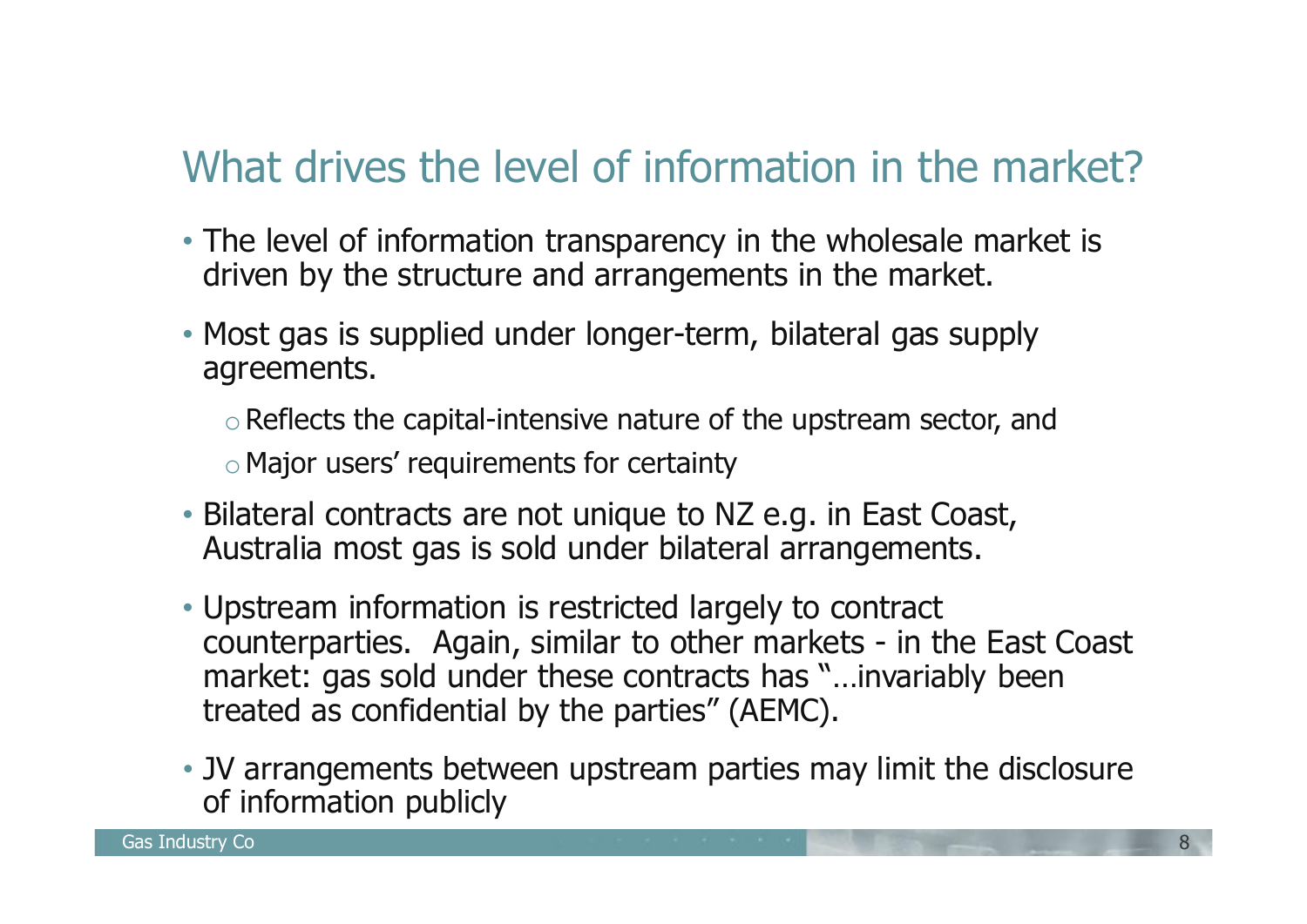## What drives the level of information in the market?

- The level of information transparency in the wholesale market is driven by the structure and arrangements in the market.
- Most gas is supplied under longer-term, bilateral gas supply agreements.
  - Reflects the capital-intensive nature of the upstream sector, and
  - Major users' requirements for certainty
- Bilateral contracts are not unique to NZ e.g. in East Coast, Australia most gas is sold under bilateral arrangements.
- Upstream information is restricted largely to contract counterparties. Again, similar to other markets - in the East Coast market: gas sold under these contracts has "…invariably been treated as confidential by the parties" (AEMC).
- JV arrangements between upstream parties may limit the disclosure of information publicly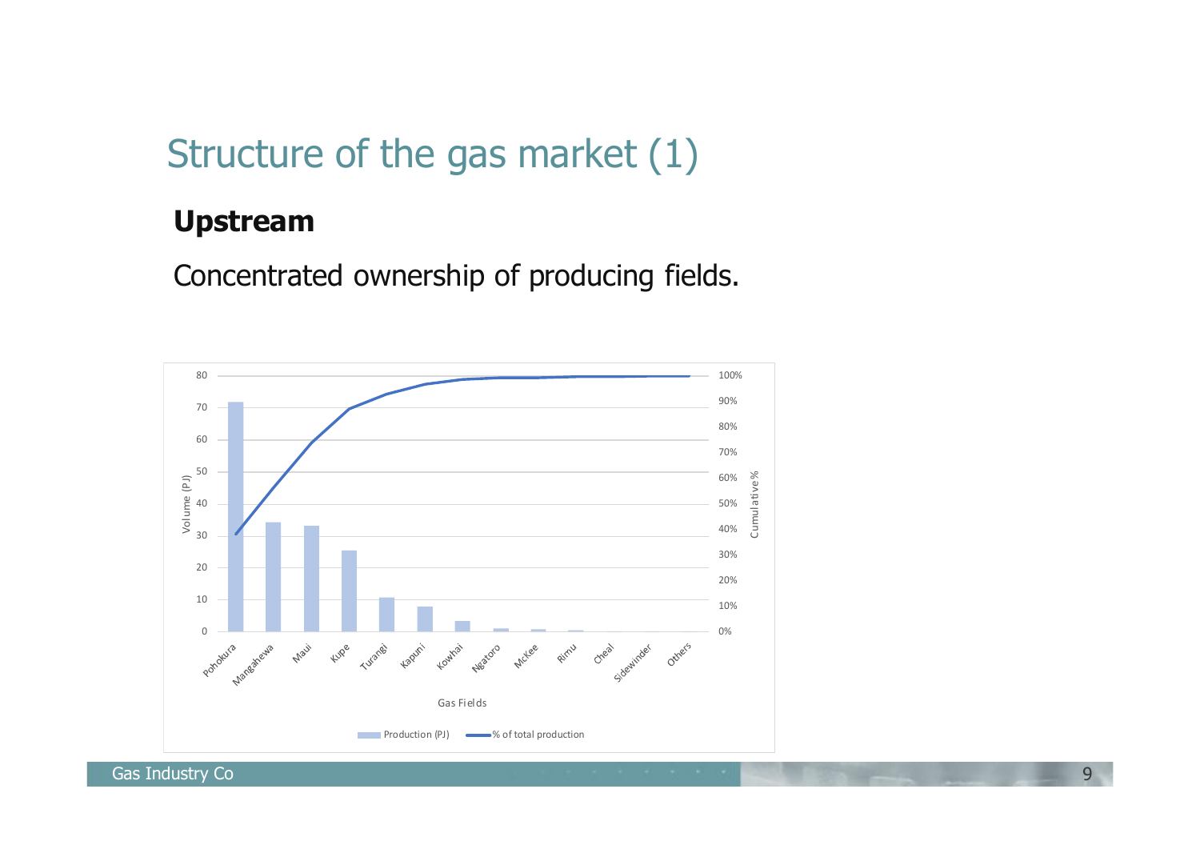# Structure of the gas market (1)

**Upstream**

Concentrated ownership of producing fields.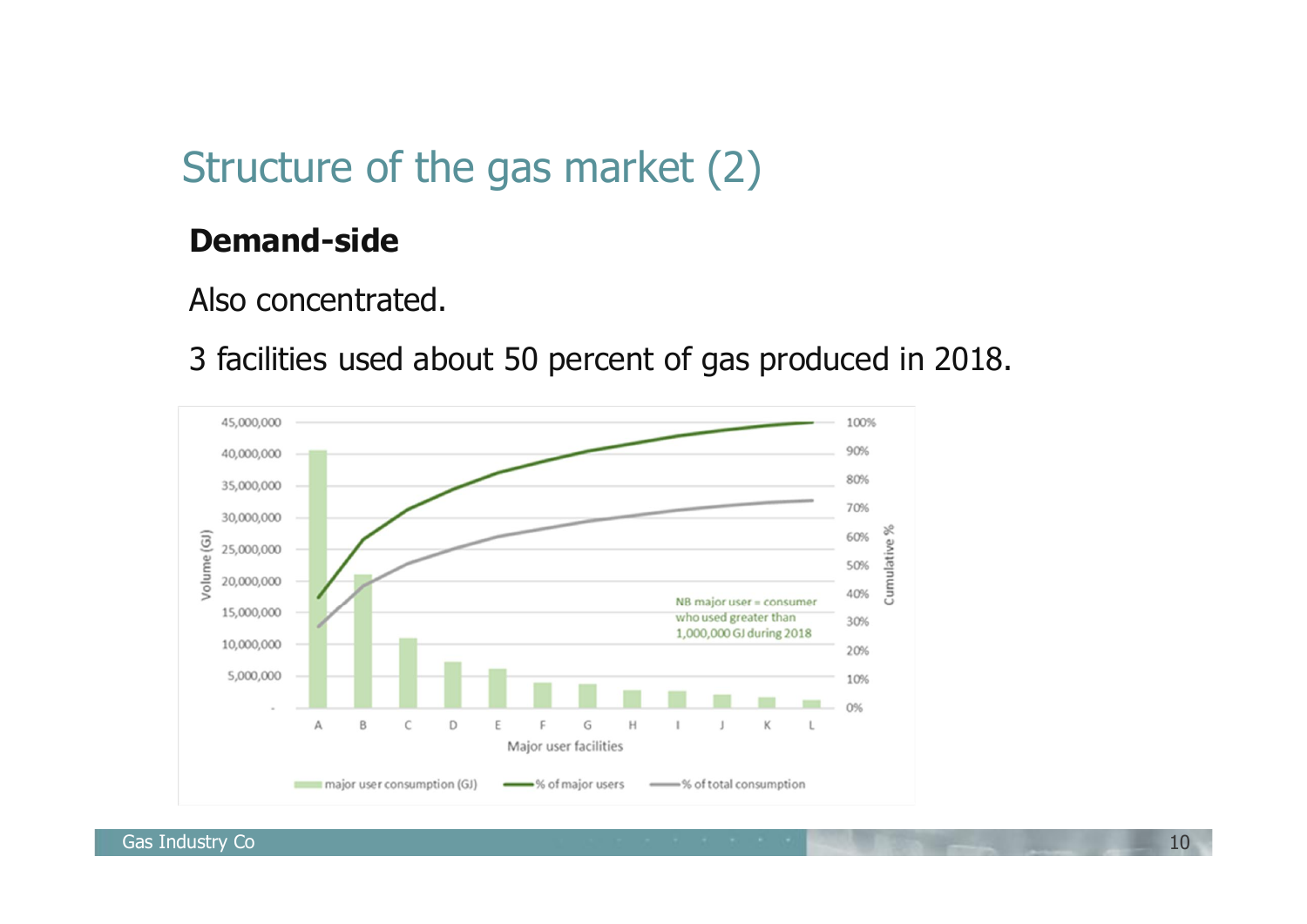## Structure of the gas market (2)

**Demand-side**

Also concentrated.

3 facilities used about 50 percent of gas produced in 2018.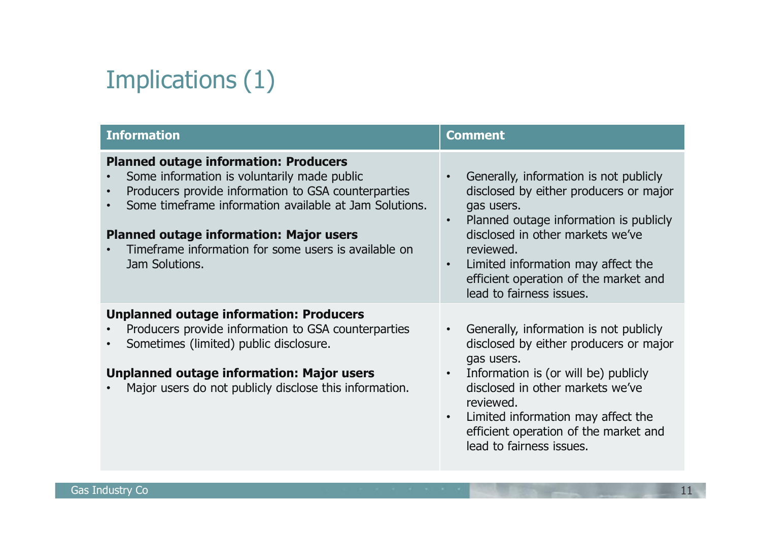# Implications (1)

| Information | Comment |
|---|---|
| **Planned outage information: Producers**<br>• Some information is voluntarily made public<br>• Producers provide information to GSA counterparties<br>• Some timeframe information available at Jam Solutions.<br><br>**Planned outage information: Major users**<br>• Timeframe information for some users is available on Jam Solutions. | • Generally, information is not publicly disclosed by either producers or major gas users.<br>• Planned outage information is publicly disclosed in other markets we've reviewed.<br>• Limited information may affect the efficient operation of the market and lead to fairness issues. |
| **Unplanned outage information: Producers**<br>• Producers provide information to GSA counterparties<br>• Sometimes (limited) public disclosure.<br><br>**Unplanned outage information: Major users**<br>• Major users do not publicly disclose this information. | • Generally, information is not publicly disclosed by either producers or major gas users.<br>• Information is (or will be) publicly disclosed in other markets we've reviewed.<br>• Limited information may affect the efficient operation of the market and lead to fairness issues. |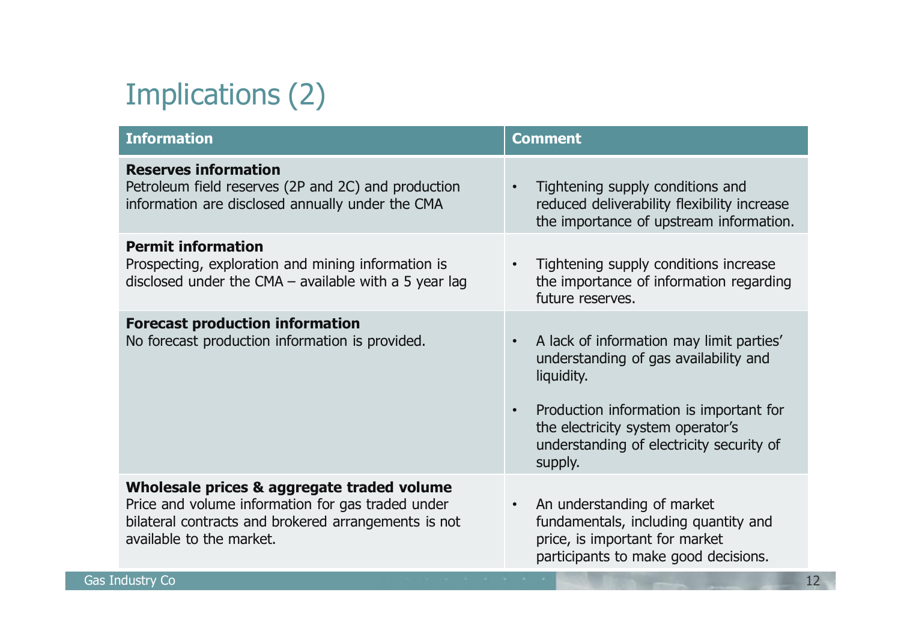# Implications (2)

| Information | Comment |
| --- | --- |
| **Reserves information**<br>Petroleum field reserves (2P and 2C) and production information are disclosed annually under the CMA | • Tightening supply conditions and reduced deliverability flexibility increase the importance of upstream information. |
| **Permit information**<br>Prospecting, exploration and mining information is disclosed under the CMA – available with a 5 year lag | • Tightening supply conditions increase the importance of information regarding future reserves. |
| **Forecast production information**<br>No forecast production information is provided. | • A lack of information may limit parties' understanding of gas availability and liquidity.<br>• Production information is important for the electricity system operator's understanding of electricity security of supply. |
| **Wholesale prices & aggregate traded volume**<br>Price and volume information for gas traded under bilateral contracts and brokered arrangements is not available to the market. | • An understanding of market fundamentals, including quantity and price, is important for market participants to make good decisions. |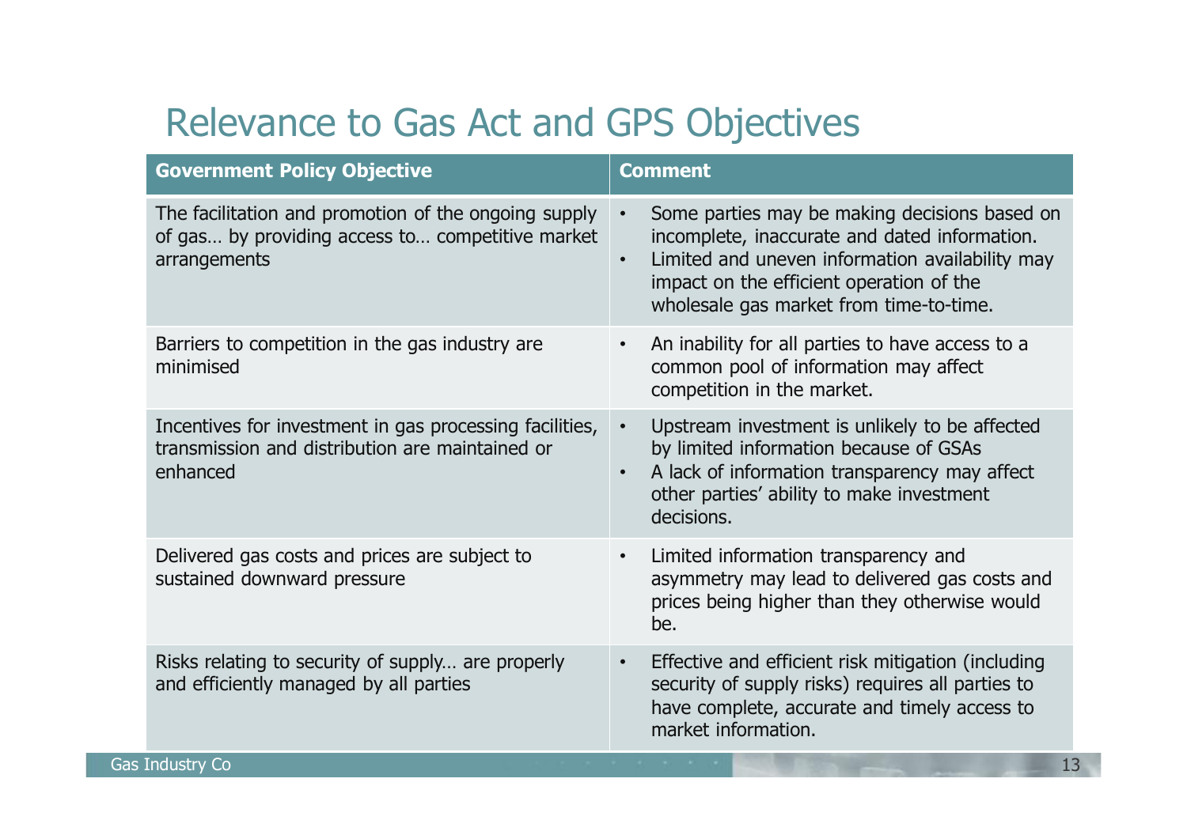# Relevance to Gas Act and GPS Objectives

| Government Policy Objective | Comment |
| --- | --- |
| The facilitation and promotion of the ongoing supply of gas… by providing access to… competitive market arrangements | • Some parties may be making decisions based on incomplete, inaccurate and dated information.<br>• Limited and uneven information availability may impact on the efficient operation of the wholesale gas market from time-to-time. |
| Barriers to competition in the gas industry are minimised | • An inability for all parties to have access to a common pool of information may affect competition in the market. |
| Incentives for investment in gas processing facilities, transmission and distribution are maintained or enhanced | • Upstream investment is unlikely to be affected by limited information because of GSAs<br>• A lack of information transparency may affect other parties' ability to make investment decisions. |
| Delivered gas costs and prices are subject to sustained downward pressure | • Limited information transparency and asymmetry may lead to delivered gas costs and prices being higher than they otherwise would be. |
| Risks relating to security of supply… are properly and efficiently managed by all parties | • Effective and efficient risk mitigation (including security of supply risks) requires all parties to have complete, accurate and timely access to market information. |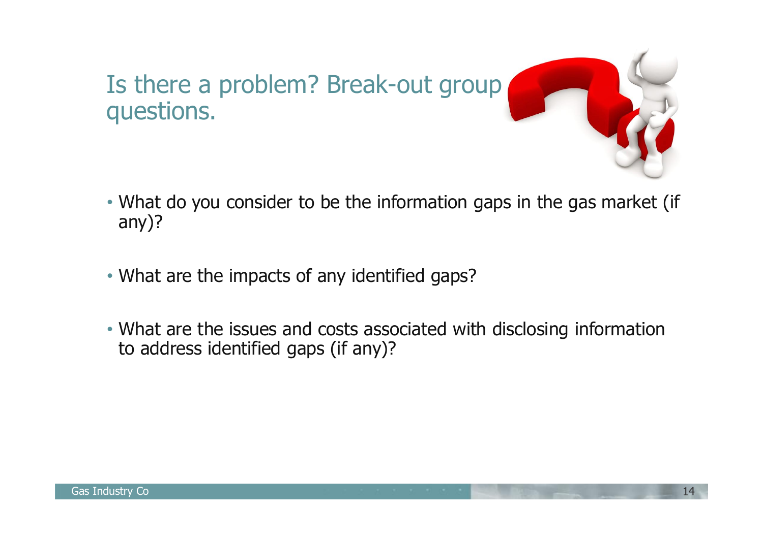# Is there a problem? Break-out group questions.

- What do you consider to be the information gaps in the gas market (if any)?
- What are the impacts of any identified gaps?
- What are the issues and costs associated with disclosing information to address identified gaps (if any)?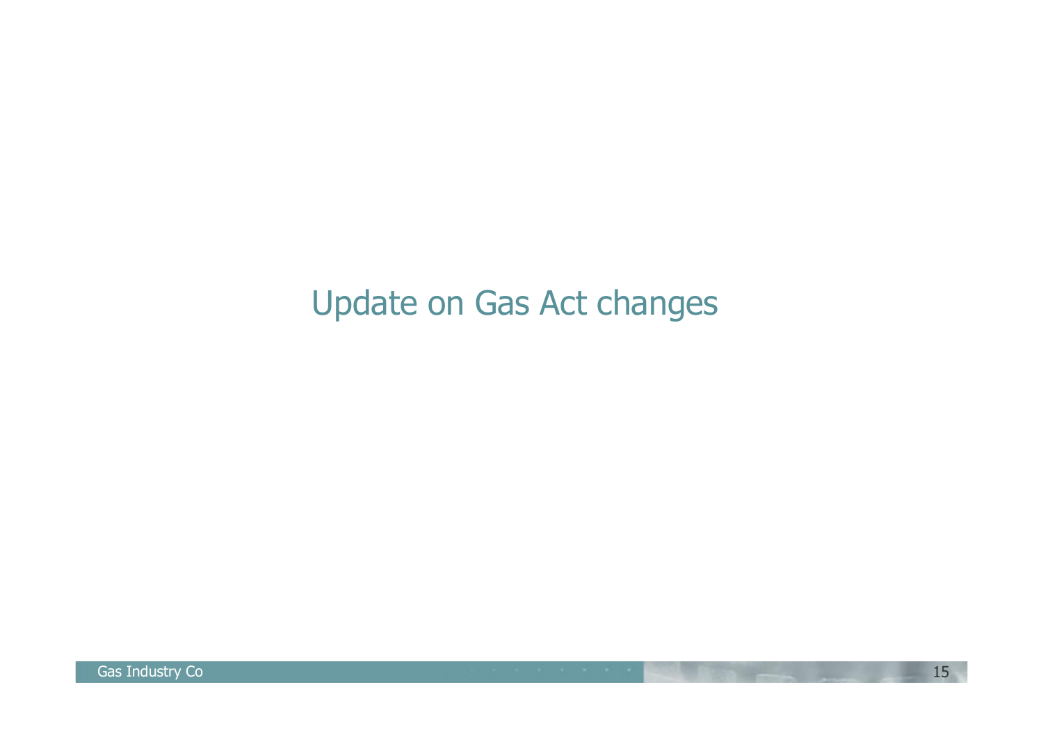# Update on Gas Act changes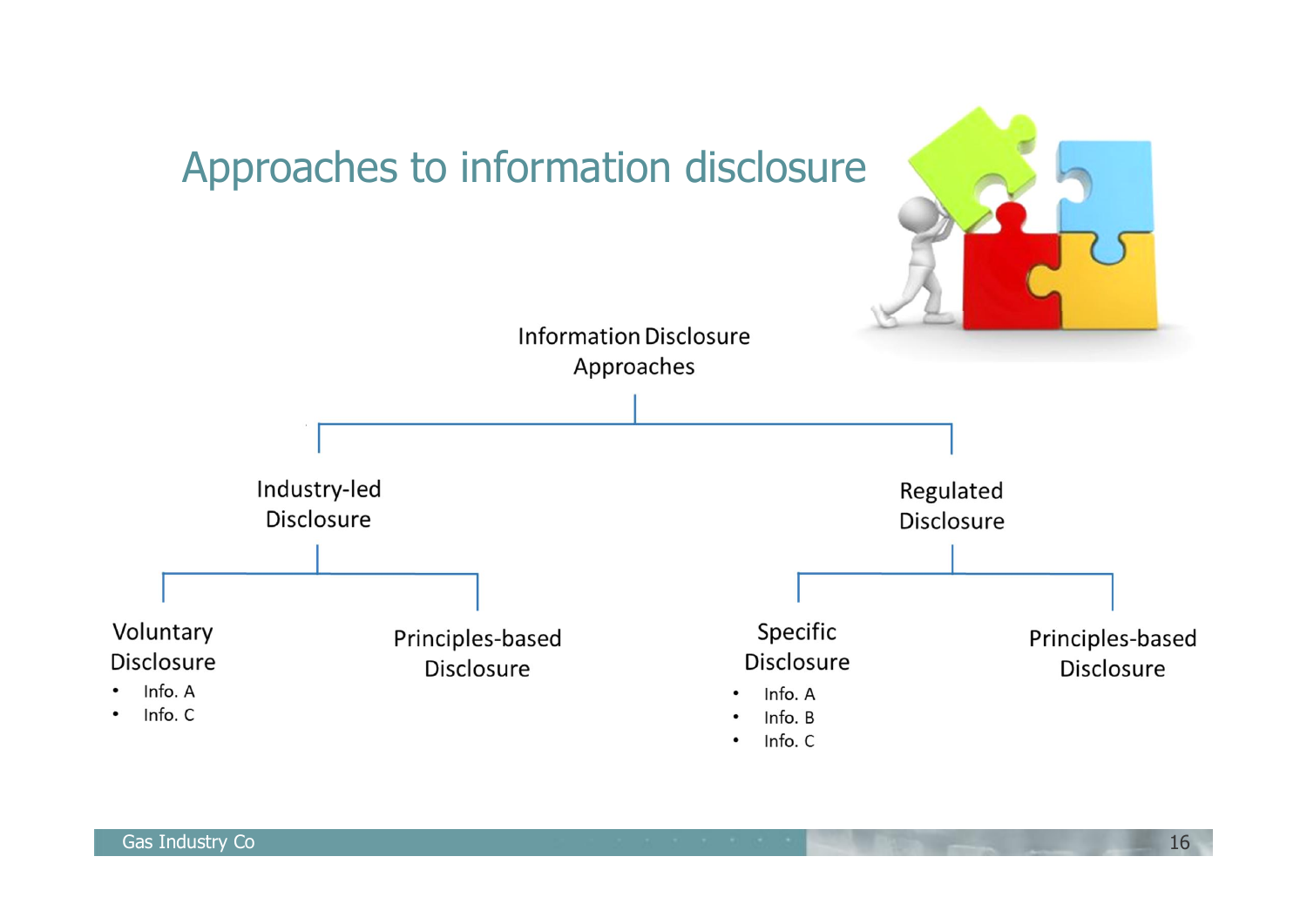# Approaches to information disclosure

- Information Disclosure Approaches
  - Industry-led Disclosure
    - Voluntary Disclosure
      - Info. A
      - Info. C
    - Principles-based Disclosure
  - Regulated Disclosure
    - Specific Disclosure
      - Info. A
      - Info. B
      - Info. C
    - Principles-based Disclosure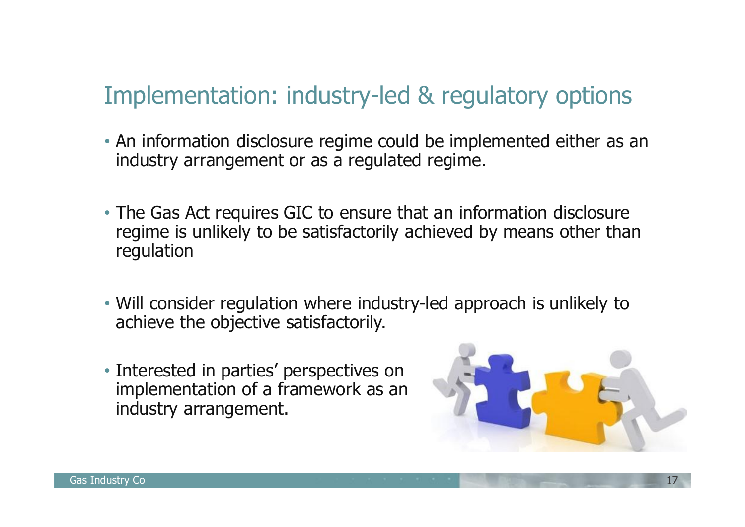# Implementation: industry-led & regulatory options

- An information disclosure regime could be implemented either as an industry arrangement or as a regulated regime.
- The Gas Act requires GIC to ensure that an information disclosure regime is unlikely to be satisfactorily achieved by means other than regulation
- Will consider regulation where industry-led approach is unlikely to achieve the objective satisfactorily.
- Interested in parties' perspectives on implementation of a framework as an industry arrangement.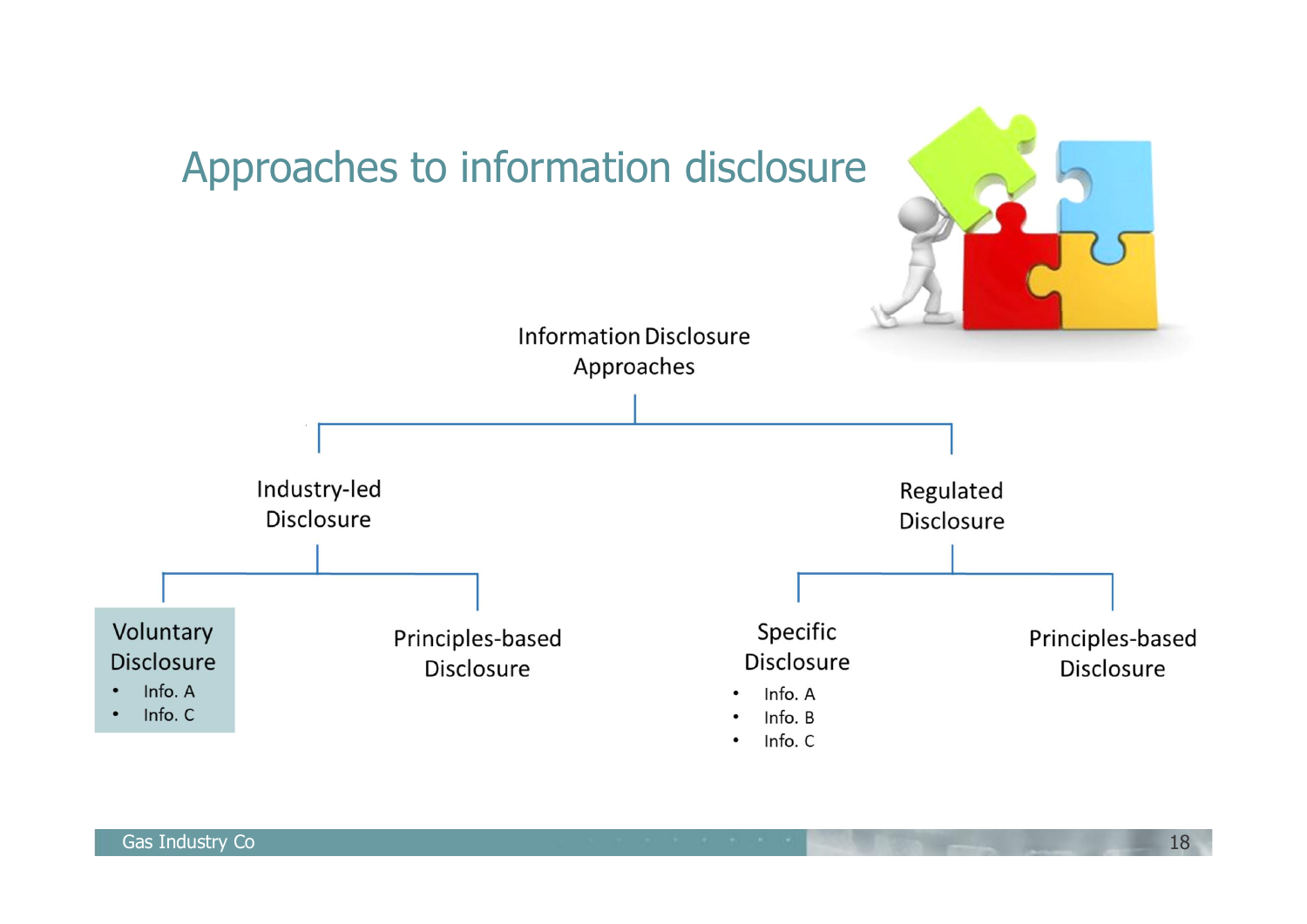# Approaches to information disclosure

- Information Disclosure Approaches
  - Industry-led Disclosure
    - Voluntary Disclosure
      - Info. A
      - Info. C
    - Principles-based Disclosure
  - Regulated Disclosure
    - Specific Disclosure
      - Info. A
      - Info. B
      - Info. C
    - Principles-based Disclosure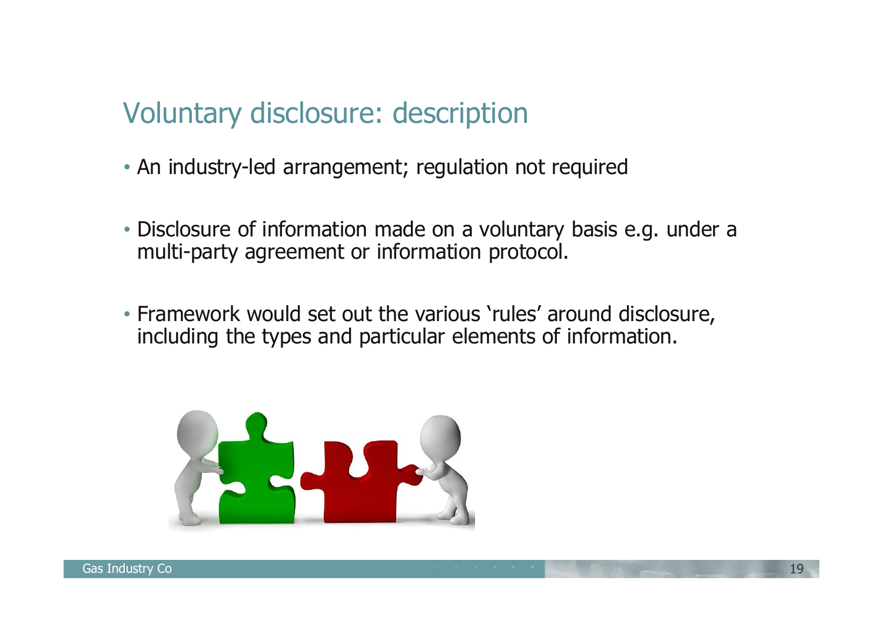## Voluntary disclosure: description

- An industry-led arrangement; regulation not required
- Disclosure of information made on a voluntary basis e.g. under a multi-party agreement or information protocol.
- Framework would set out the various 'rules' around disclosure, including the types and particular elements of information.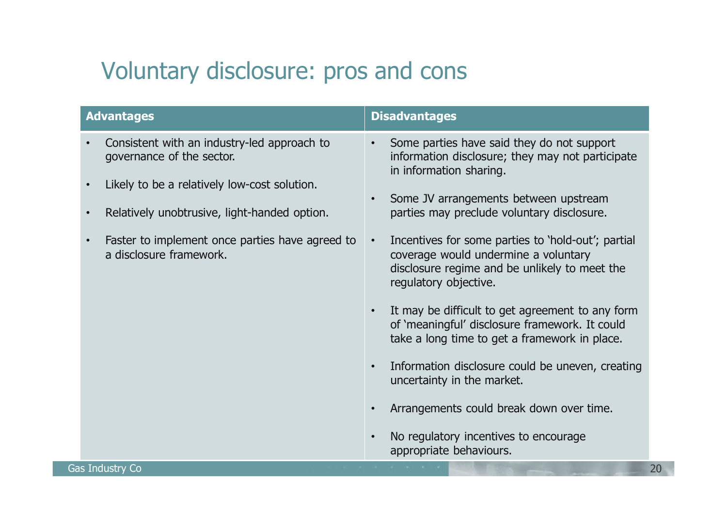# Voluntary disclosure: pros and cons

| Advantages | Disadvantages |
|---|---|
| • Consistent with an industry-led approach to governance of the sector.<br>• Likely to be a relatively low-cost solution.<br>• Relatively unobtrusive, light-handed option.<br>• Faster to implement once parties have agreed to a disclosure framework. | • Some parties have said they do not support information disclosure; they may not participate in information sharing.<br>• Some JV arrangements between upstream parties may preclude voluntary disclosure.<br>• Incentives for some parties to 'hold-out'; partial coverage would undermine a voluntary disclosure regime and be unlikely to meet the regulatory objective.<br>• It may be difficult to get agreement to any form of 'meaningful' disclosure framework. It could take a long time to get a framework in place.<br>• Information disclosure could be uneven, creating uncertainty in the market.<br>• Arrangements could break down over time.<br>• No regulatory incentives to encourage appropriate behaviours. |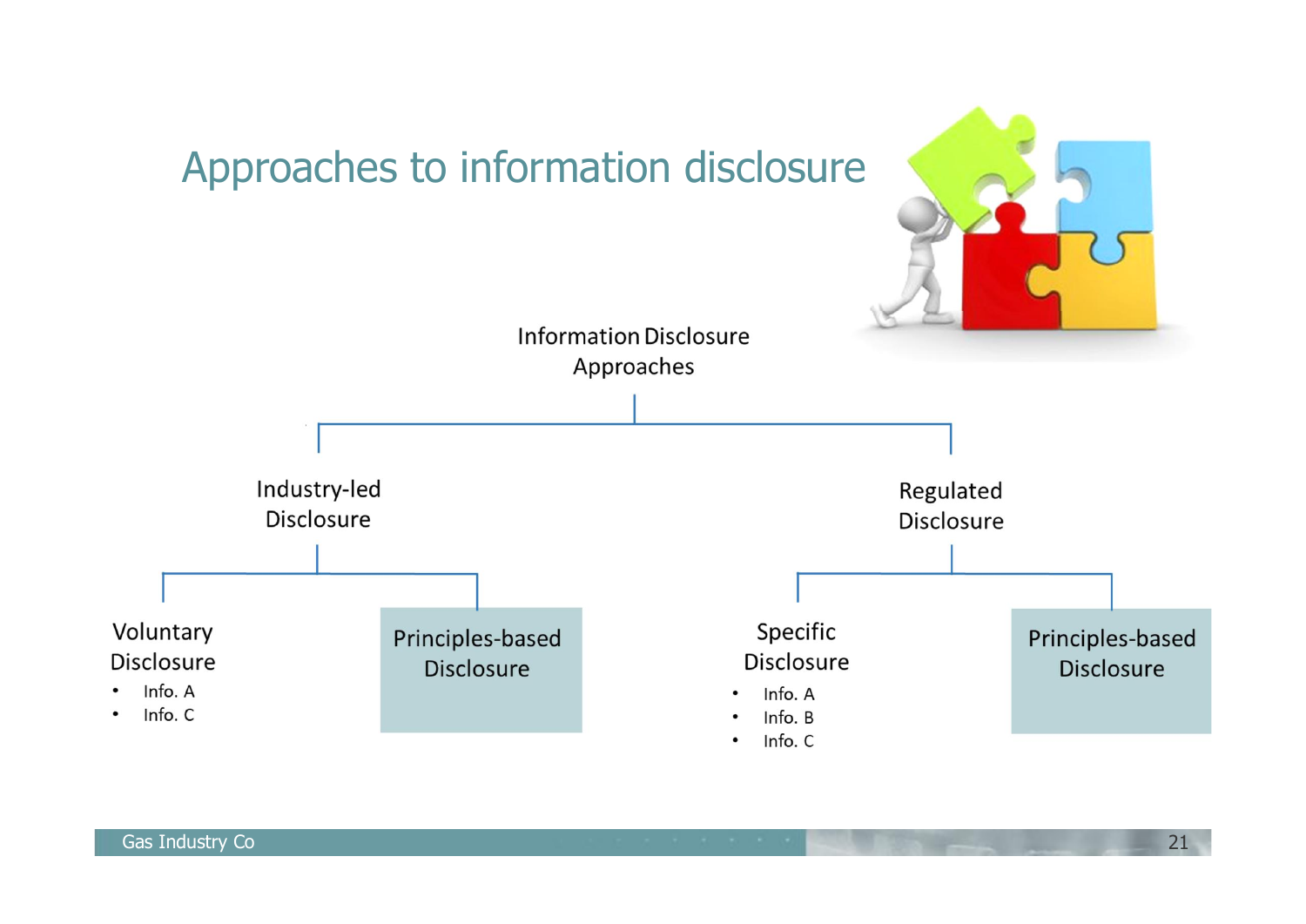# Approaches to information disclosure

Information Disclosure Approaches

- Industry-led Disclosure
  - Voluntary Disclosure
    - Info. A
    - Info. C
  - Principles-based Disclosure
- Regulated Disclosure
  - Specific Disclosure
    - Info. A
    - Info. B
    - Info. C
  - Principles-based Disclosure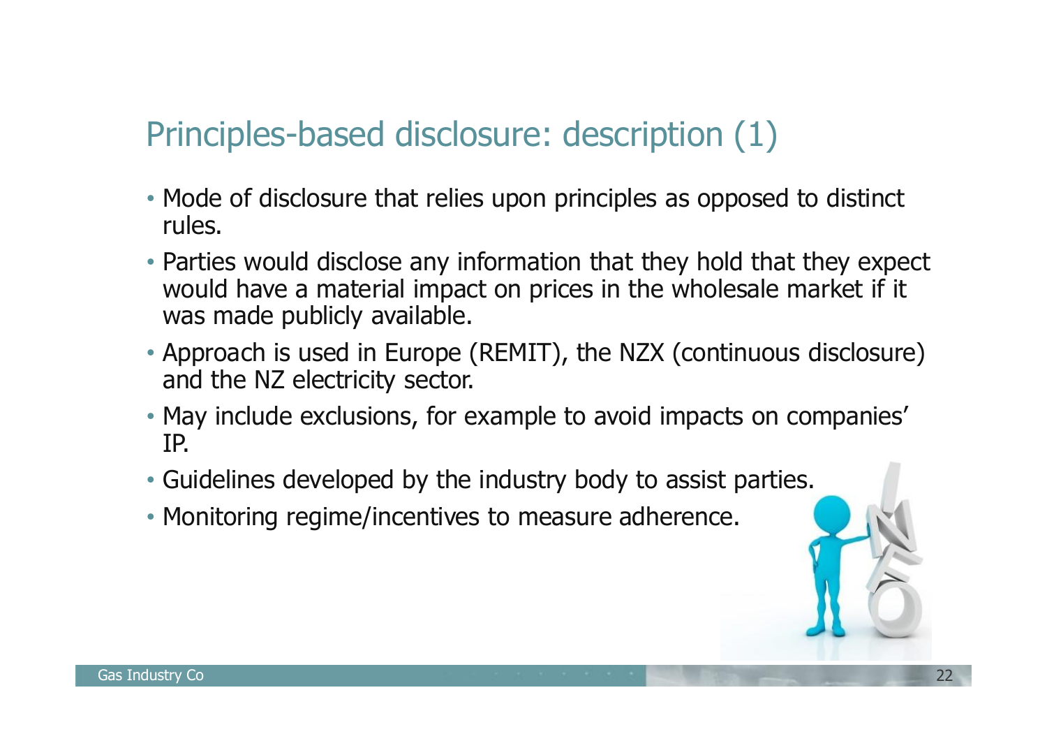## Principles-based disclosure: description (1)

- Mode of disclosure that relies upon principles as opposed to distinct rules.
- Parties would disclose any information that they hold that they expect would have a material impact on prices in the wholesale market if it was made publicly available.
- Approach is used in Europe (REMIT), the NZX (continuous disclosure) and the NZ electricity sector.
- May include exclusions, for example to avoid impacts on companies' IP.
- Guidelines developed by the industry body to assist parties.
- Monitoring regime/incentives to measure adherence.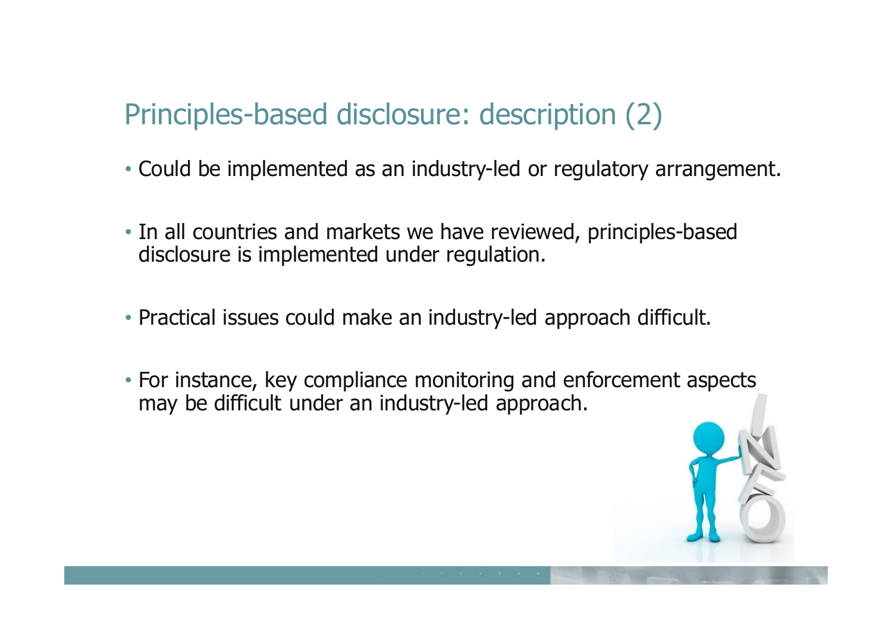## Principles-based disclosure: description (2)

- Could be implemented as an industry-led or regulatory arrangement.
- In all countries and markets we have reviewed, principles-based disclosure is implemented under regulation.
- Practical issues could make an industry-led approach difficult.
- For instance, key compliance monitoring and enforcement aspects may be difficult under an industry-led approach.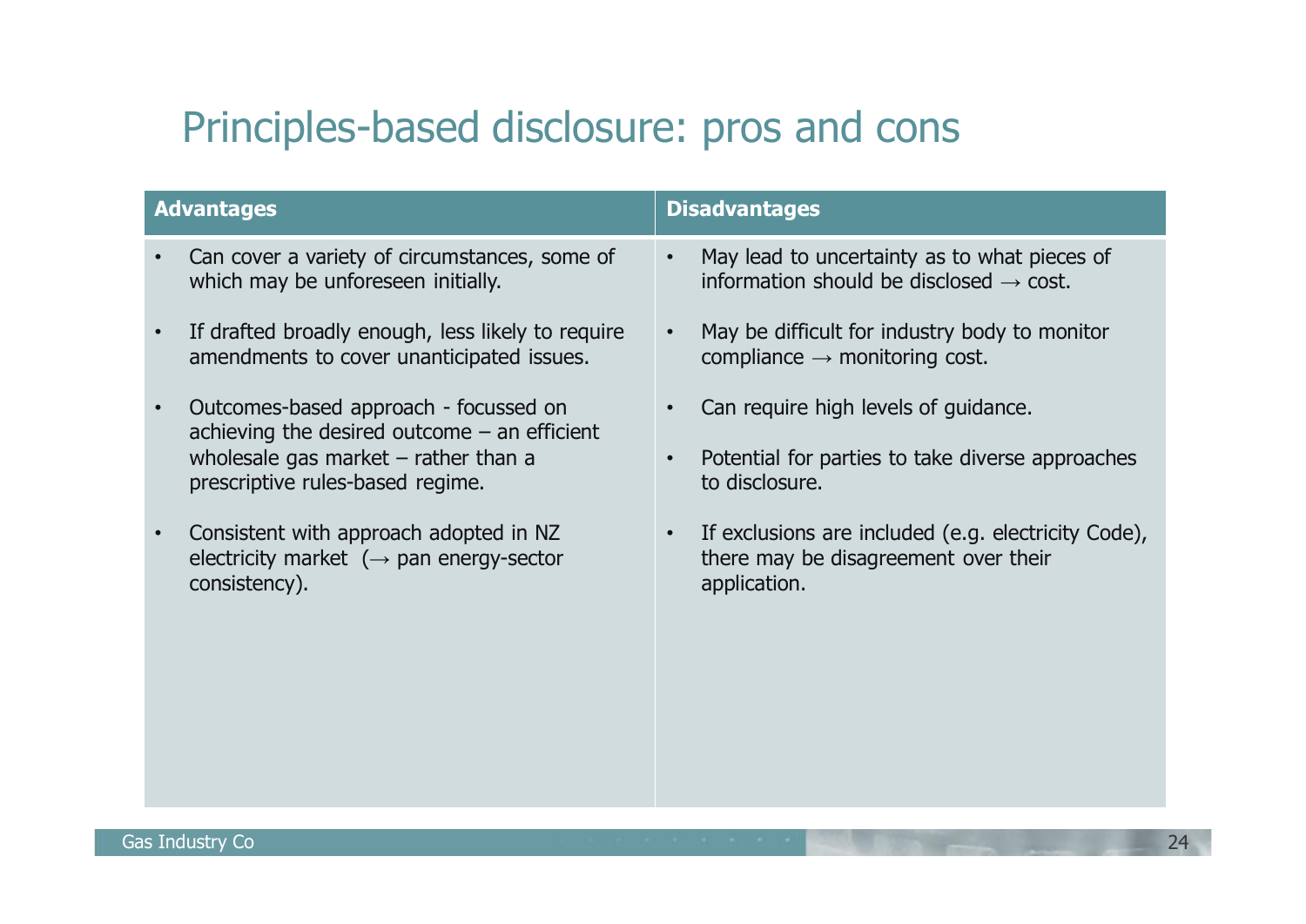# Principles-based disclosure: pros and cons

| Advantages | Disadvantages |
|---|---|
| • Can cover a variety of circumstances, some of which may be unforeseen initially.<br><br>• If drafted broadly enough, less likely to require amendments to cover unanticipated issues.<br><br>• Outcomes-based approach - focussed on achieving the desired outcome – an efficient wholesale gas market – rather than a prescriptive rules-based regime.<br><br>• Consistent with approach adopted in NZ electricity market (→ pan energy-sector consistency). | • May lead to uncertainty as to what pieces of information should be disclosed → cost.<br><br>• May be difficult for industry body to monitor compliance → monitoring cost.<br><br>• Can require high levels of guidance.<br><br>• Potential for parties to take diverse approaches to disclosure.<br><br>• If exclusions are included (e.g. electricity Code), there may be disagreement over their application. |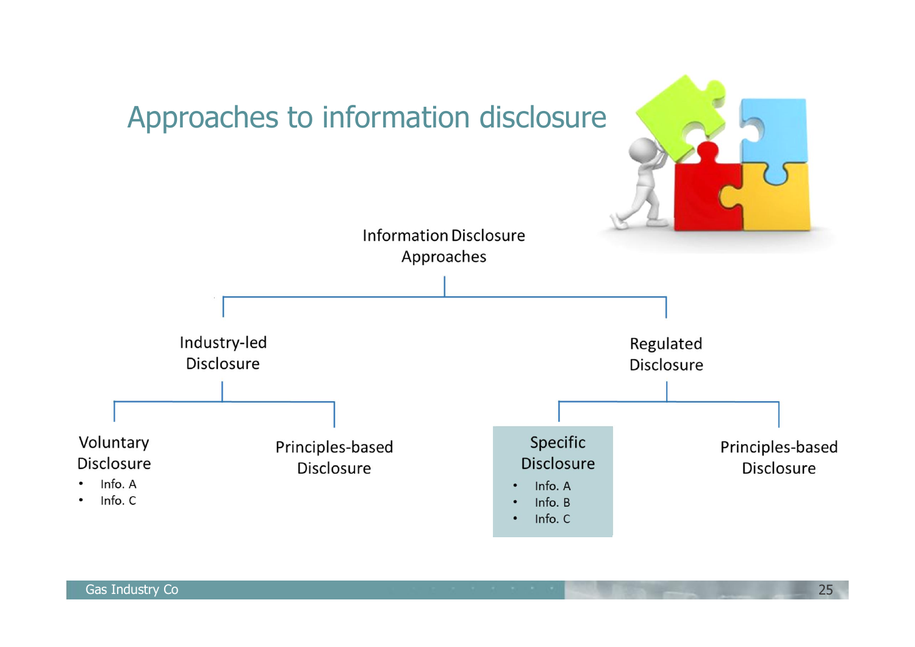# Approaches to information disclosure

Information Disclosure Approaches

- Industry-led Disclosure
  - Voluntary Disclosure
    - Info. A
    - Info. C
  - Principles-based Disclosure
- Regulated Disclosure
  - Specific Disclosure
    - Info. A
    - Info. B
    - Info. C
  - Principles-based Disclosure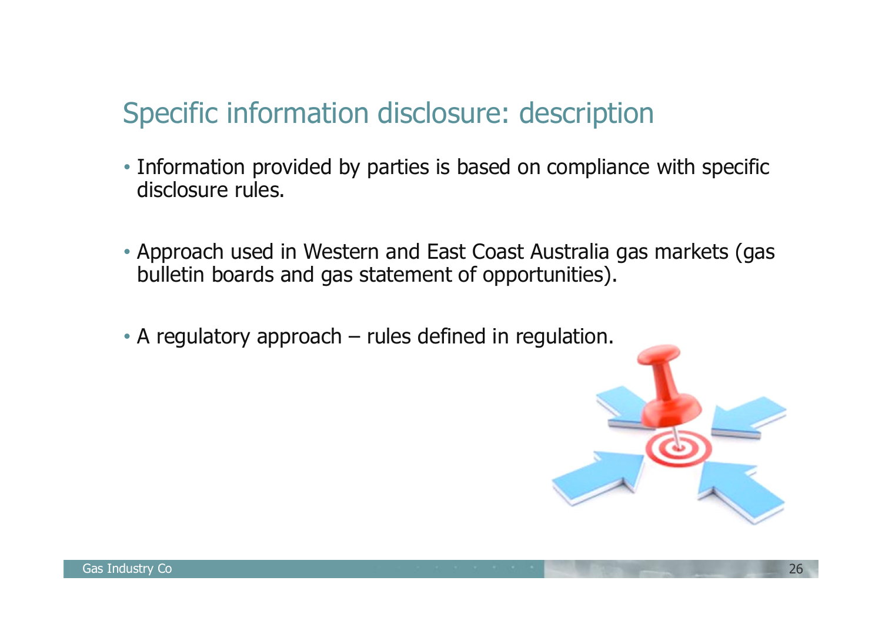# Specific information disclosure: description

- Information provided by parties is based on compliance with specific disclosure rules.
- Approach used in Western and East Coast Australia gas markets (gas bulletin boards and gas statement of opportunities).
- A regulatory approach – rules defined in regulation.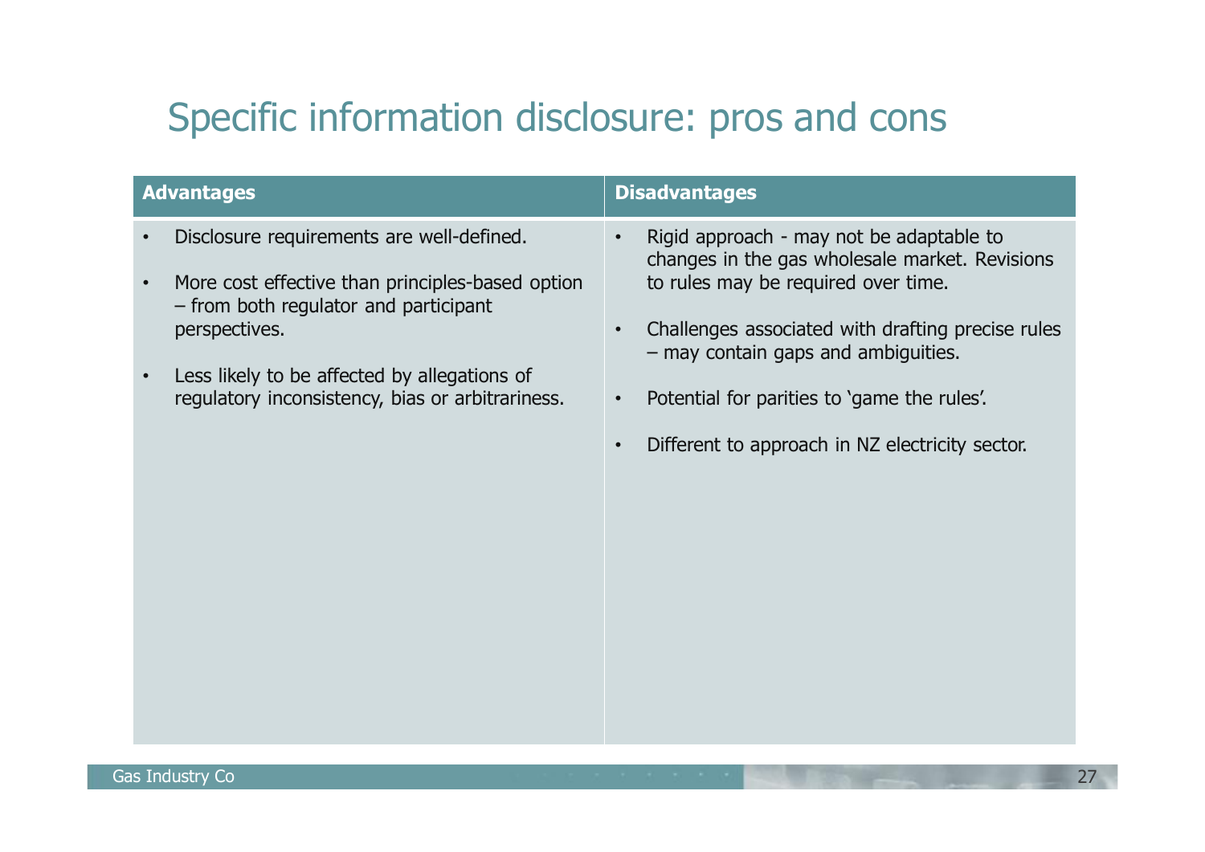# Specific information disclosure: pros and cons

| Advantages | Disadvantages |
|---|---|
| • Disclosure requirements are well-defined.<br><br>• More cost effective than principles-based option – from both regulator and participant perspectives.<br><br>• Less likely to be affected by allegations of regulatory inconsistency, bias or arbitrariness. | • Rigid approach - may not be adaptable to changes in the gas wholesale market. Revisions to rules may be required over time.<br><br>• Challenges associated with drafting precise rules – may contain gaps and ambiguities.<br><br>• Potential for parities to 'game the rules'.<br><br>• Different to approach in NZ electricity sector. |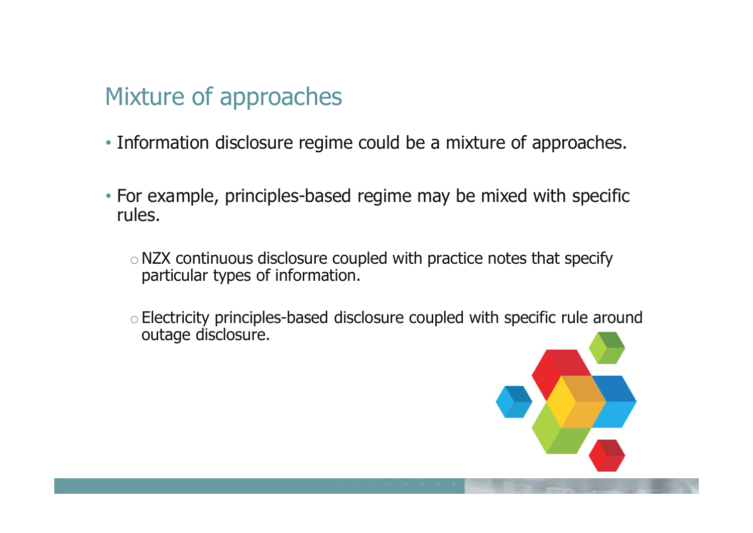## Mixture of approaches

- Information disclosure regime could be a mixture of approaches.

- For example, principles-based regime may be mixed with specific rules.

  - NZX continuous disclosure coupled with practice notes that specify particular types of information.

  - Electricity principles-based disclosure coupled with specific rule around outage disclosure.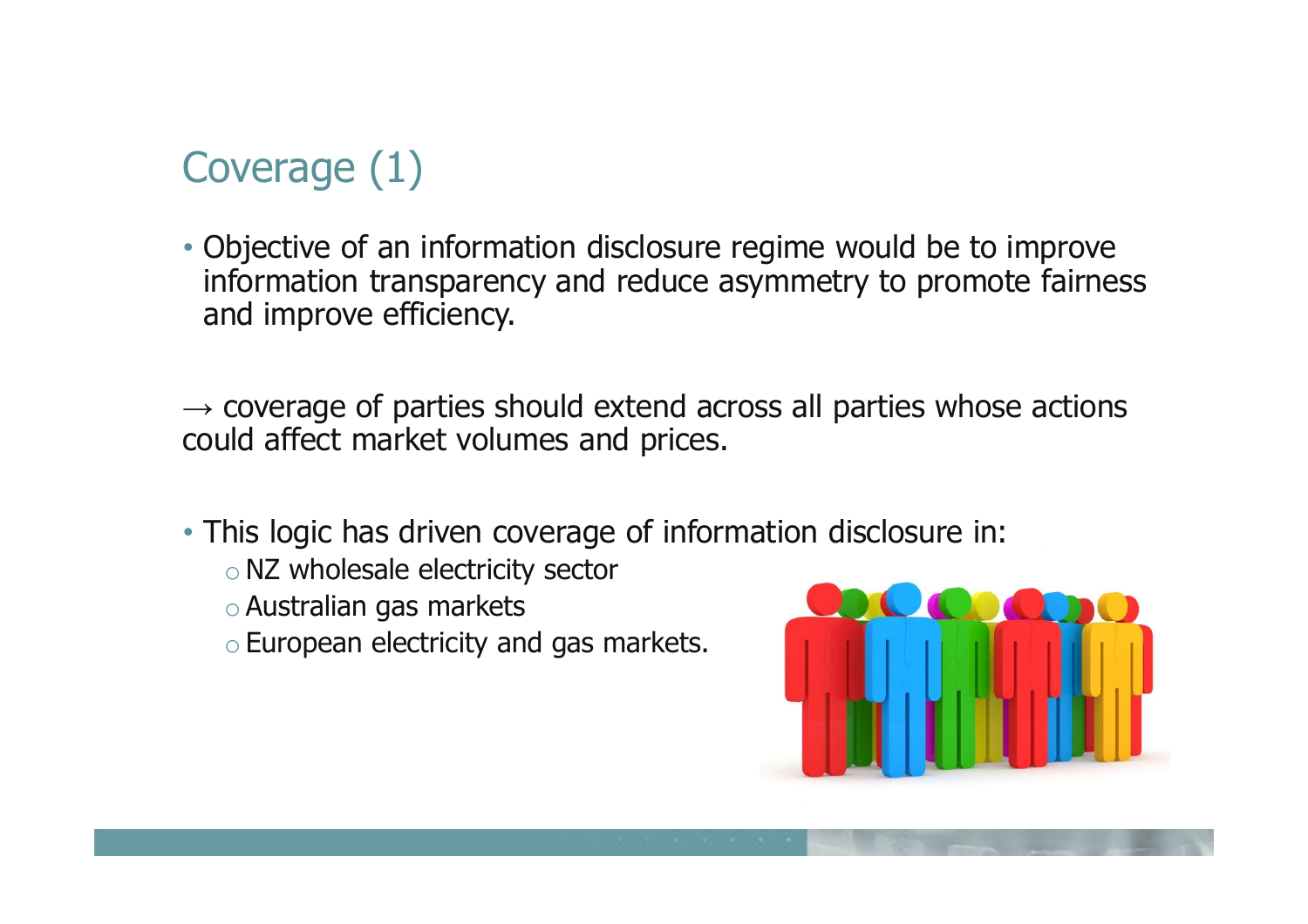## Coverage (1)

- Objective of an information disclosure regime would be to improve information transparency and reduce asymmetry to promote fairness and improve efficiency.

→ coverage of parties should extend across all parties whose actions could affect market volumes and prices.

- This logic has driven coverage of information disclosure in:
  - NZ wholesale electricity sector
  - Australian gas markets
  - European electricity and gas markets.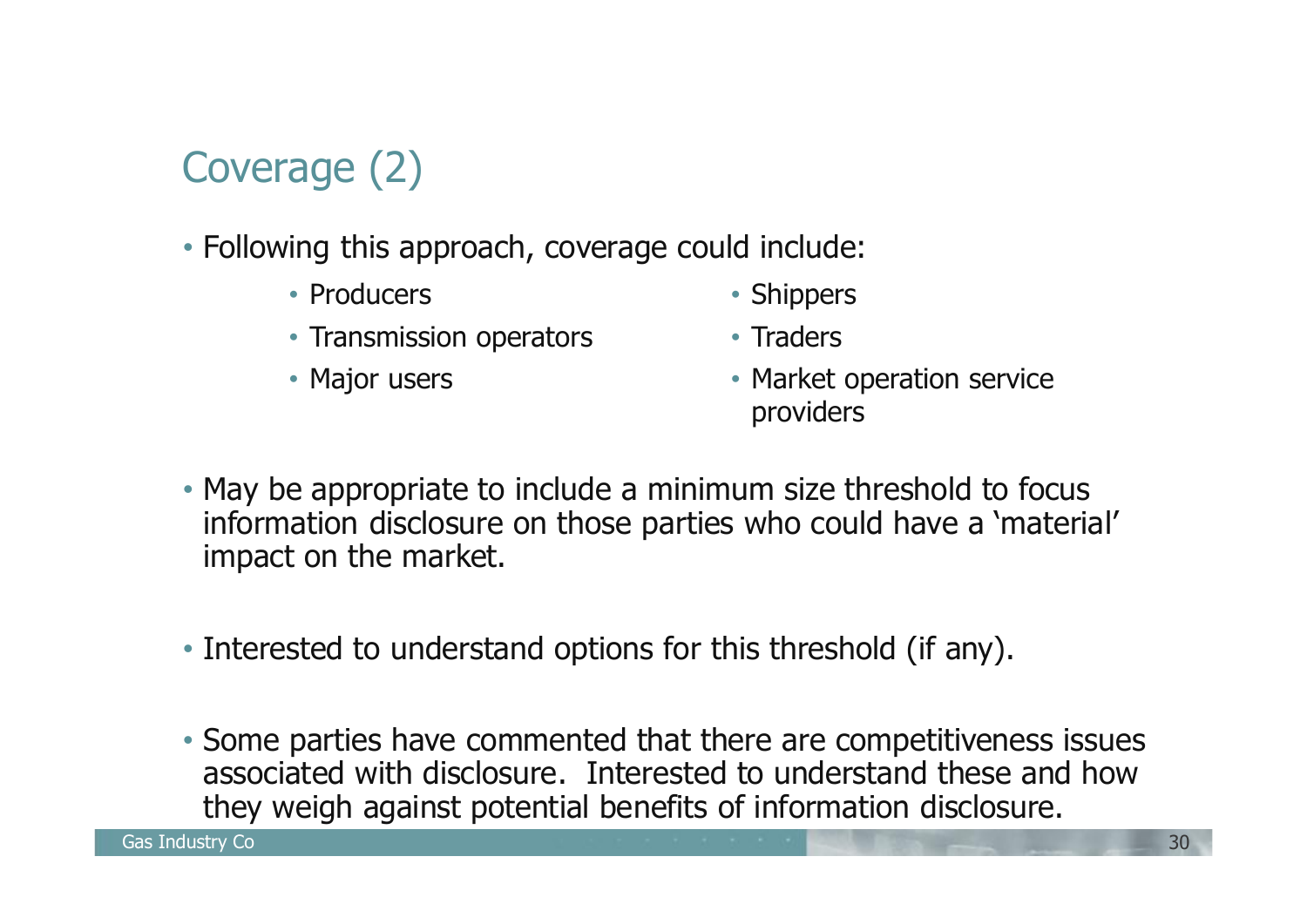# Coverage (2)

- Following this approach, coverage could include:
  - Producers
  - Transmission operators
  - Major users
  - Shippers
  - Traders
  - Market operation service providers
- May be appropriate to include a minimum size threshold to focus information disclosure on those parties who could have a 'material' impact on the market.
- Interested to understand options for this threshold (if any).
- Some parties have commented that there are competitiveness issues associated with disclosure. Interested to understand these and how they weigh against potential benefits of information disclosure.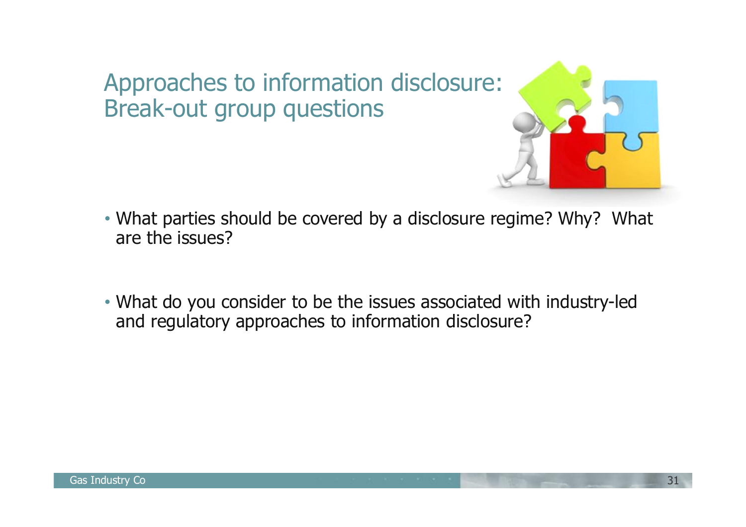# Approaches to information disclosure: Break-out group questions

- What parties should be covered by a disclosure regime? Why? What are the issues?

- What do you consider to be the issues associated with industry-led and regulatory approaches to information disclosure?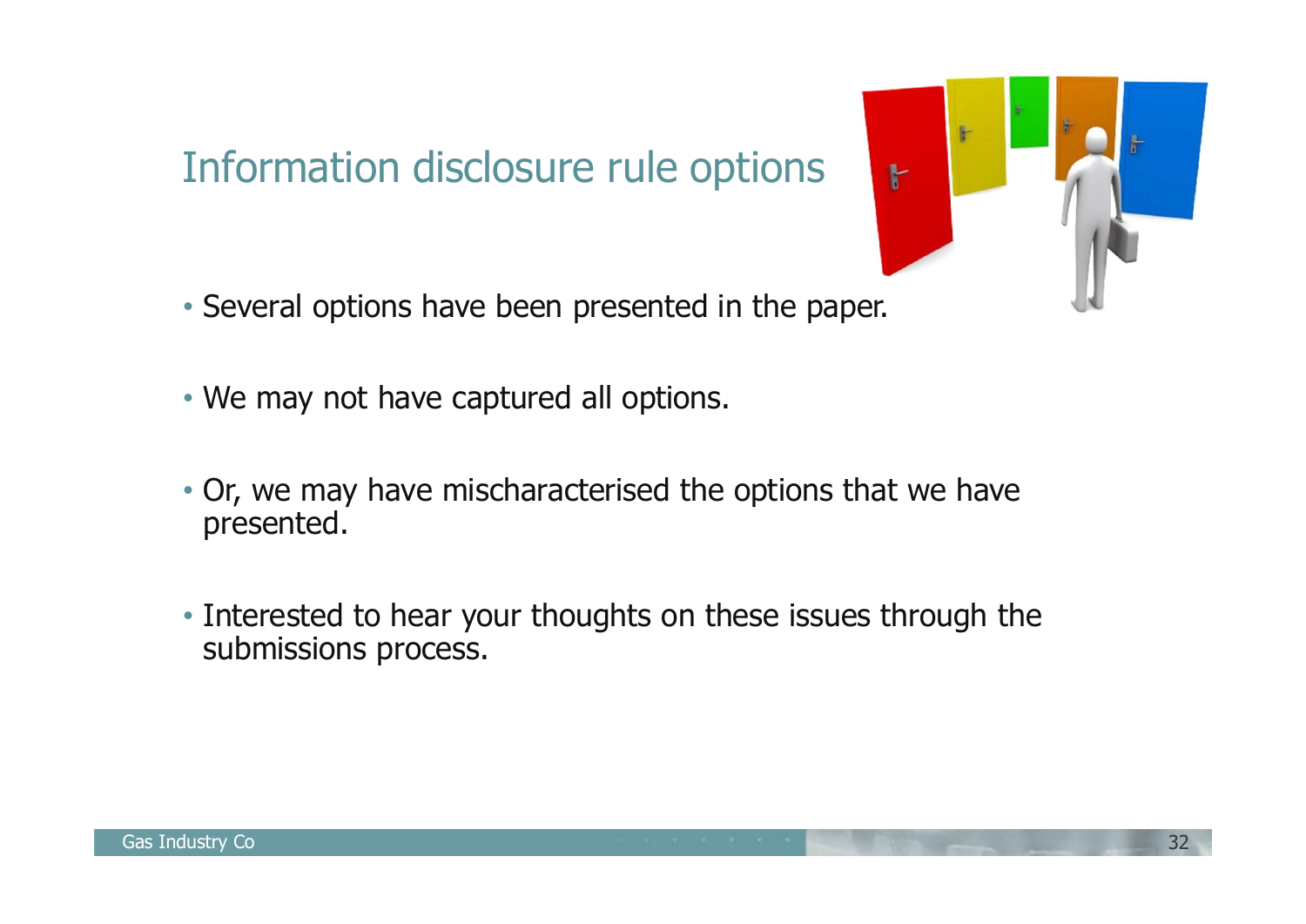# Information disclosure rule options

- Several options have been presented in the paper.
- We may not have captured all options.
- Or, we may have mischaracterised the options that we have presented.
- Interested to hear your thoughts on these issues through the submissions process.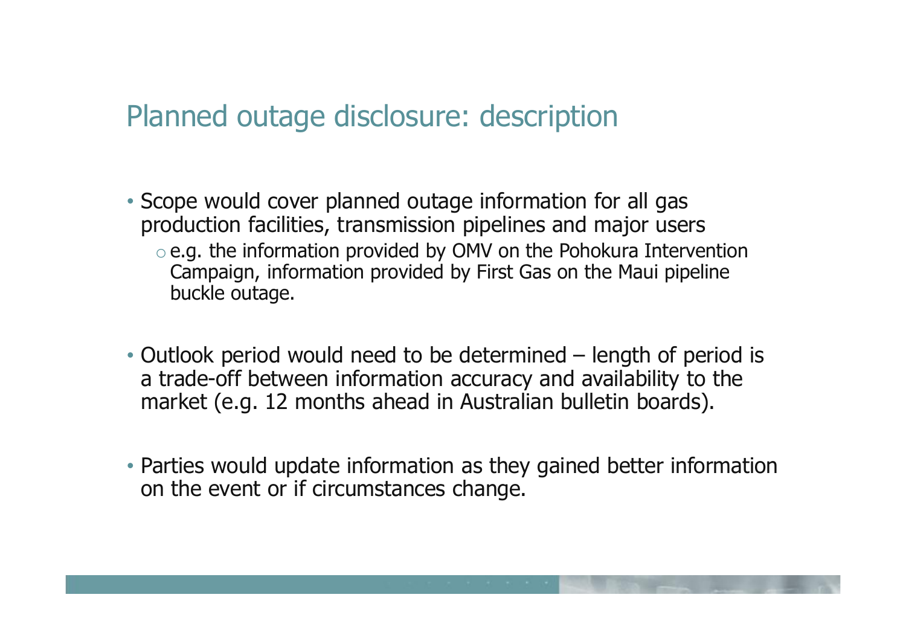# Planned outage disclosure: description

- Scope would cover planned outage information for all gas production facilities, transmission pipelines and major users
  - e.g. the information provided by OMV on the Pohokura Intervention Campaign, information provided by First Gas on the Maui pipeline buckle outage.

- Outlook period would need to be determined – length of period is a trade-off between information accuracy and availability to the market (e.g. 12 months ahead in Australian bulletin boards).

- Parties would update information as they gained better information on the event or if circumstances change.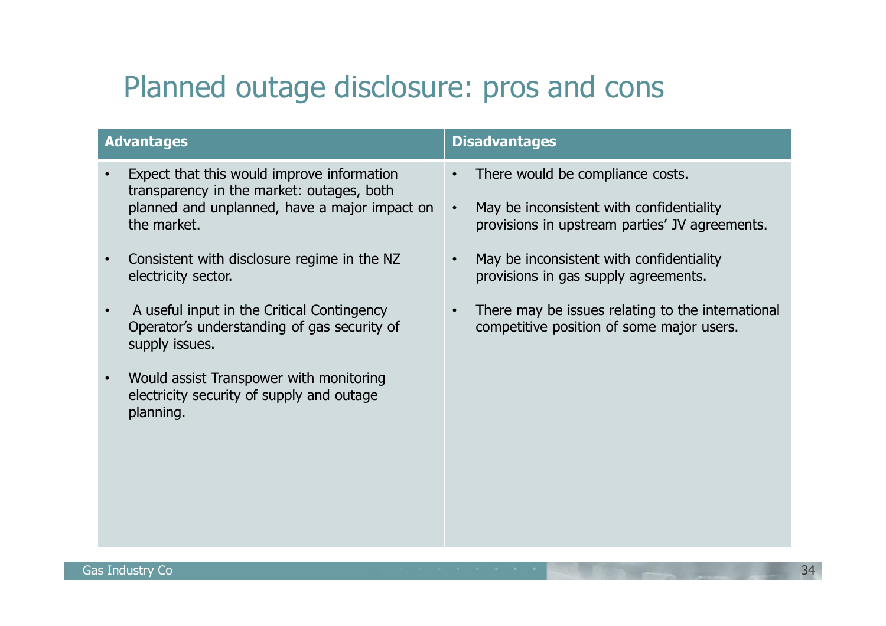# Planned outage disclosure: pros and cons

| Advantages | Disadvantages |
|---|---|
| • Expect that this would improve information transparency in the market: outages, both planned and unplanned, have a major impact on the market.<br><br>• Consistent with disclosure regime in the NZ electricity sector.<br><br>• A useful input in the Critical Contingency Operator's understanding of gas security of supply issues.<br><br>• Would assist Transpower with monitoring electricity security of supply and outage planning. | • There would be compliance costs.<br><br>• May be inconsistent with confidentiality provisions in upstream parties' JV agreements.<br><br>• May be inconsistent with confidentiality provisions in gas supply agreements.<br><br>• There may be issues relating to the international competitive position of some major users. |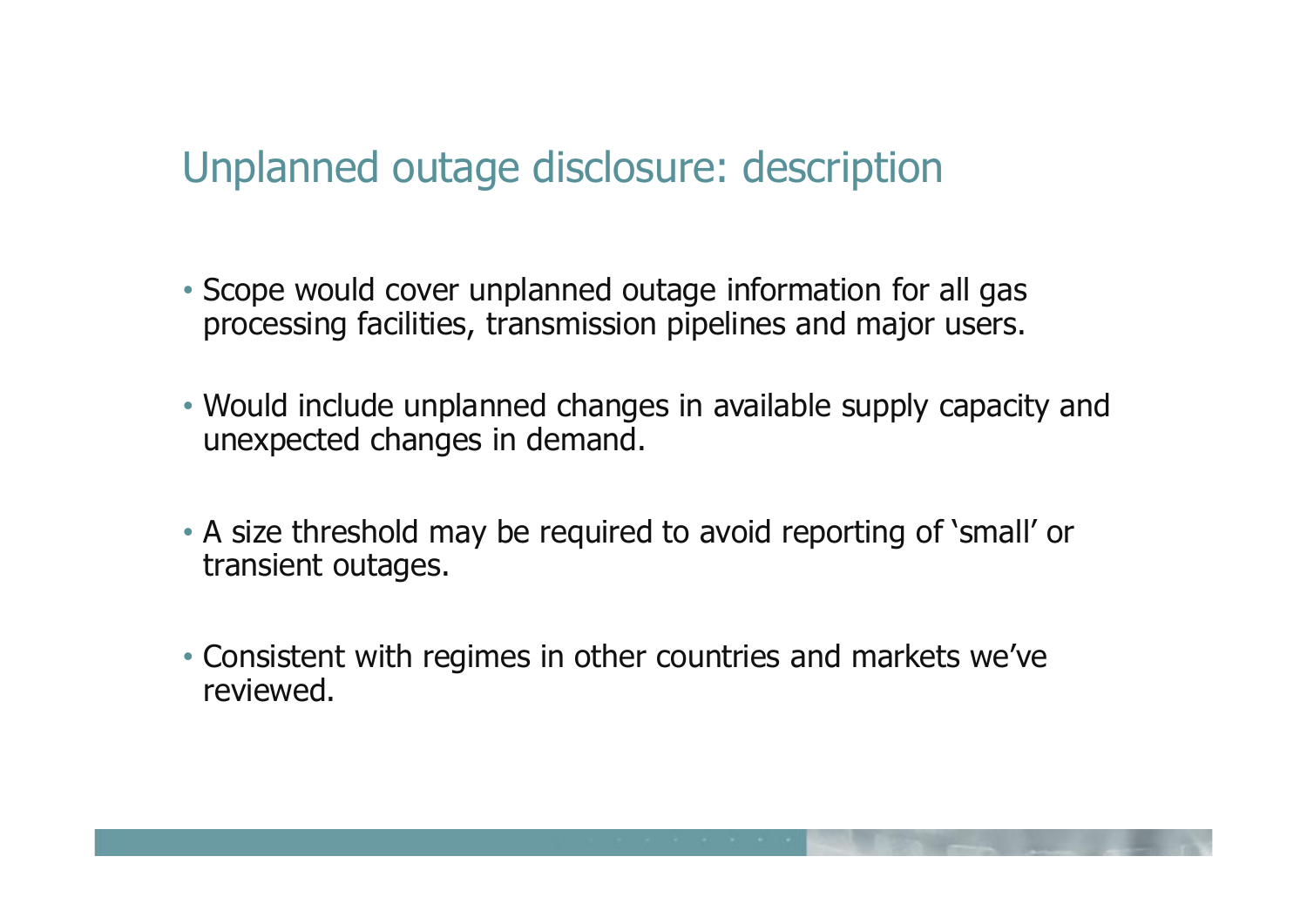# Unplanned outage disclosure: description

- Scope would cover unplanned outage information for all gas processing facilities, transmission pipelines and major users.
- Would include unplanned changes in available supply capacity and unexpected changes in demand.
- A size threshold may be required to avoid reporting of ‘small’ or transient outages.
- Consistent with regimes in other countries and markets we’ve reviewed.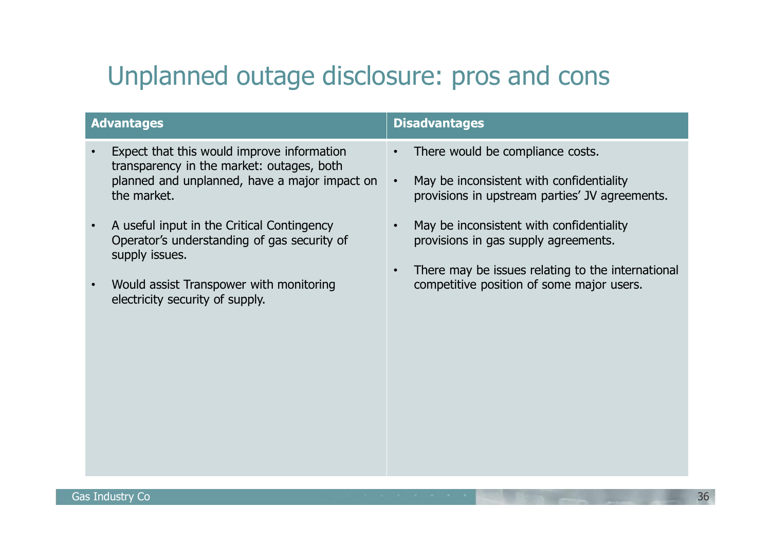# Unplanned outage disclosure: pros and cons

| Advantages | Disadvantages |
| --- | --- |
| • Expect that this would improve information transparency in the market: outages, both planned and unplanned, have a major impact on the market.<br><br>• A useful input in the Critical Contingency Operator's understanding of gas security of supply issues.<br><br>• Would assist Transpower with monitoring electricity security of supply. | • There would be compliance costs.<br><br>• May be inconsistent with confidentiality provisions in upstream parties' JV agreements.<br><br>• May be inconsistent with confidentiality provisions in gas supply agreements.<br><br>• There may be issues relating to the international competitive position of some major users. |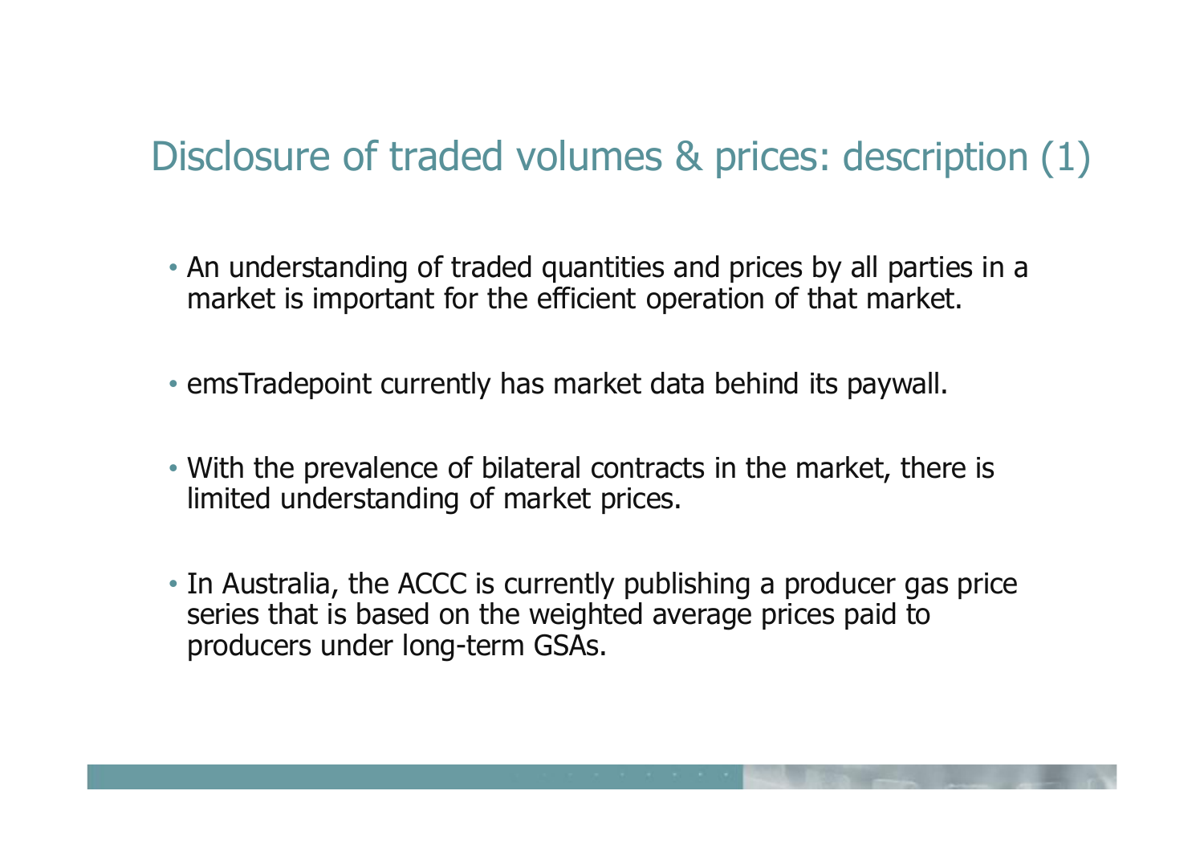# Disclosure of traded volumes & prices: description (1)

- An understanding of traded quantities and prices by all parties in a market is important for the efficient operation of that market.
- emsTradepoint currently has market data behind its paywall.
- With the prevalence of bilateral contracts in the market, there is limited understanding of market prices.
- In Australia, the ACCC is currently publishing a producer gas price series that is based on the weighted average prices paid to producers under long-term GSAs.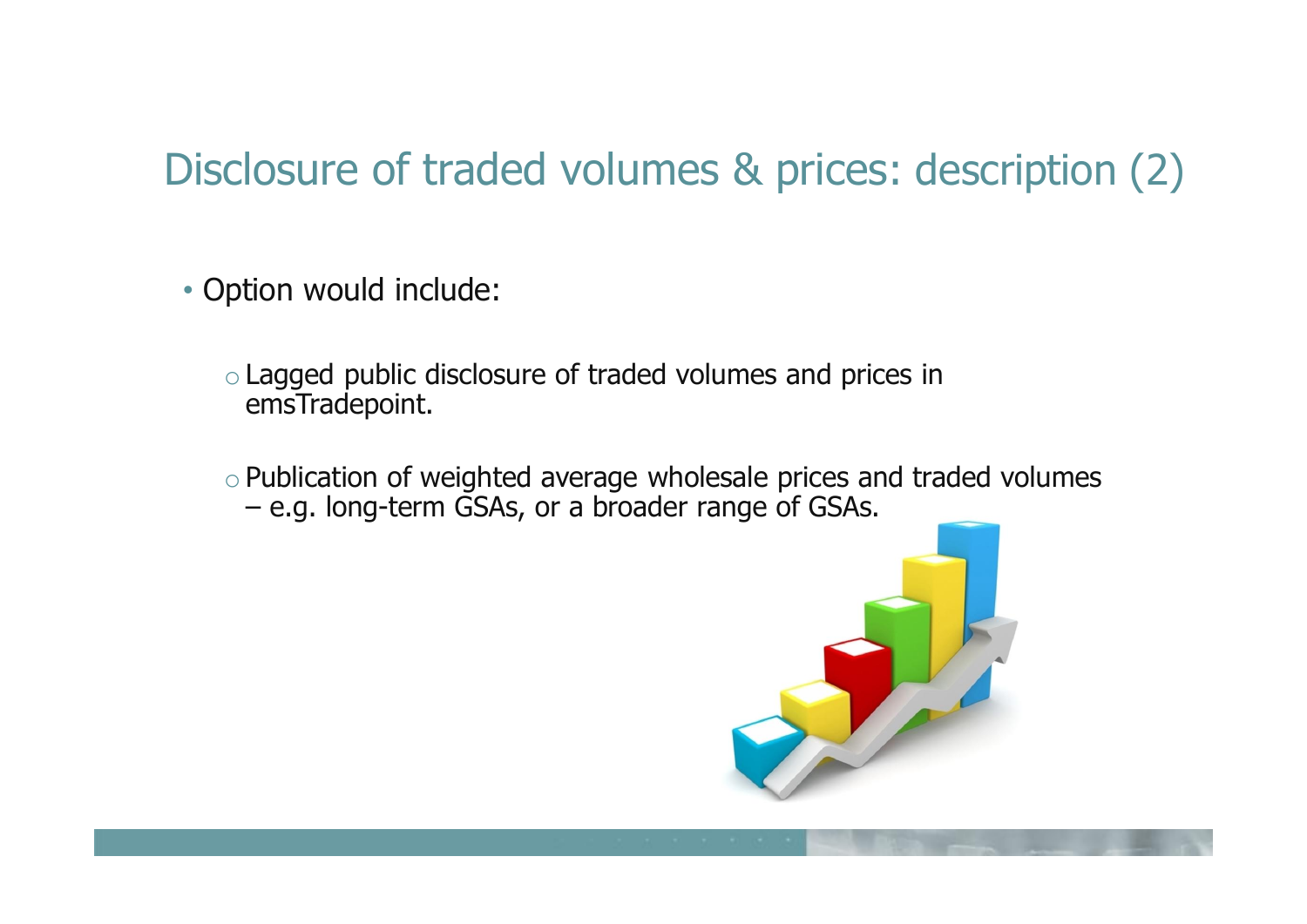# Disclosure of traded volumes & prices: description (2)

- Option would include:
  - Lagged public disclosure of traded volumes and prices in emsTradepoint.
  - Publication of weighted average wholesale prices and traded volumes – e.g. long-term GSAs, or a broader range of GSAs.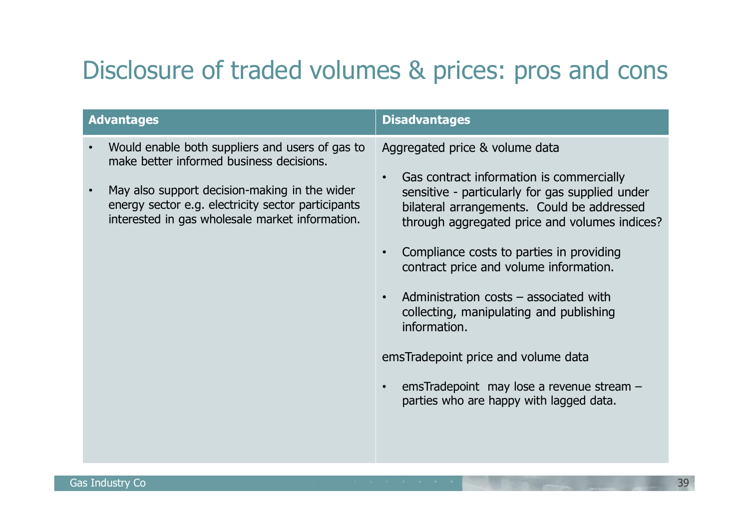# Disclosure of traded volumes & prices: pros and cons

| Advantages | Disadvantages |
|---|---|
| • Would enable both suppliers and users of gas to make better informed business decisions.<br><br>• May also support decision-making in the wider energy sector e.g. electricity sector participants interested in gas wholesale market information. | Aggregated price & volume data<br><br>• Gas contract information is commercially sensitive - particularly for gas supplied under bilateral arrangements. Could be addressed through aggregated price and volumes indices?<br><br>• Compliance costs to parties in providing contract price and volume information.<br><br>• Administration costs – associated with collecting, manipulating and publishing information.<br><br>emsTradepoint price and volume data<br><br>• emsTradepoint may lose a revenue stream – parties who are happy with lagged data. |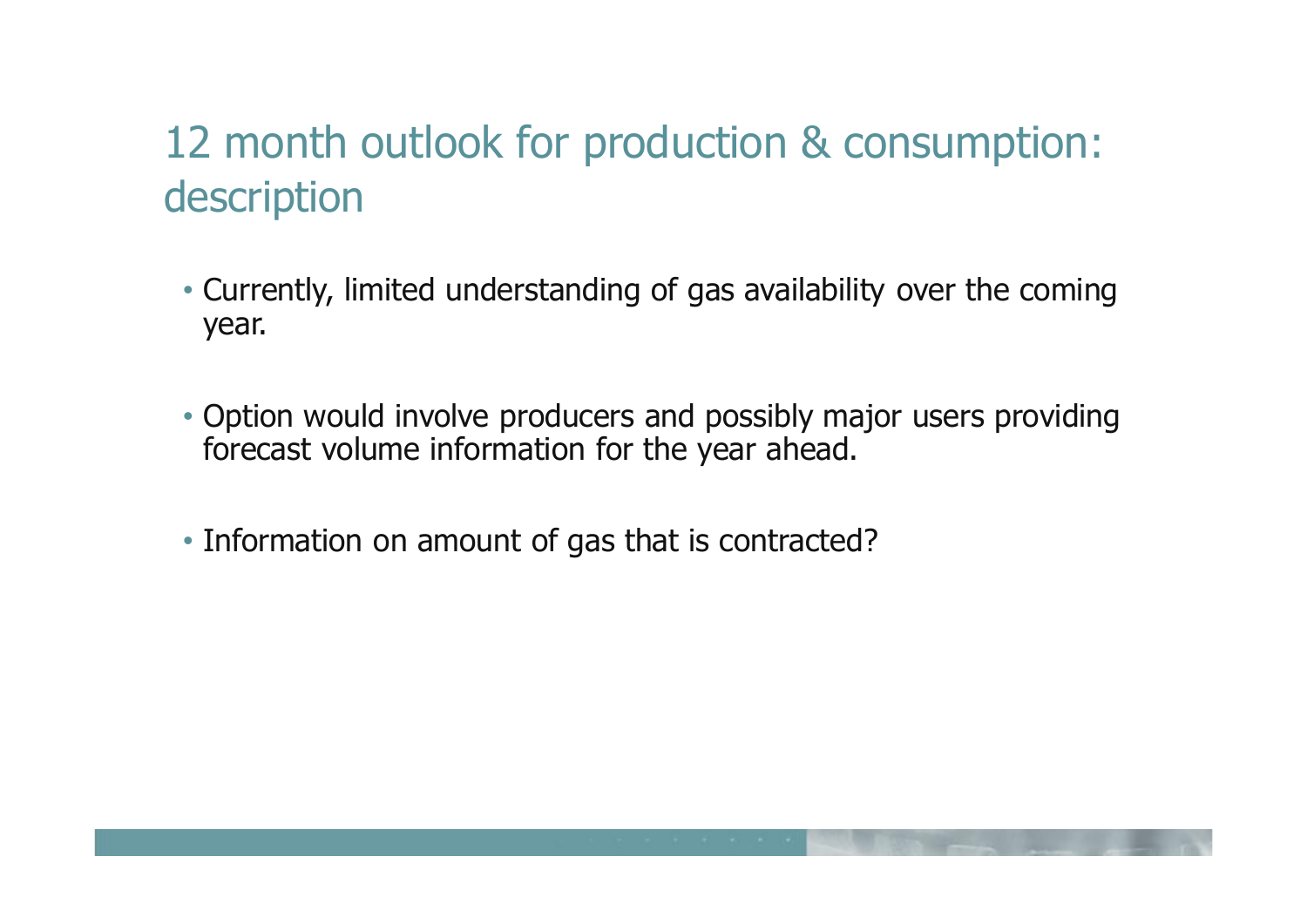# 12 month outlook for production & consumption: description

- Currently, limited understanding of gas availability over the coming year.

- Option would involve producers and possibly major users providing forecast volume information for the year ahead.

- Information on amount of gas that is contracted?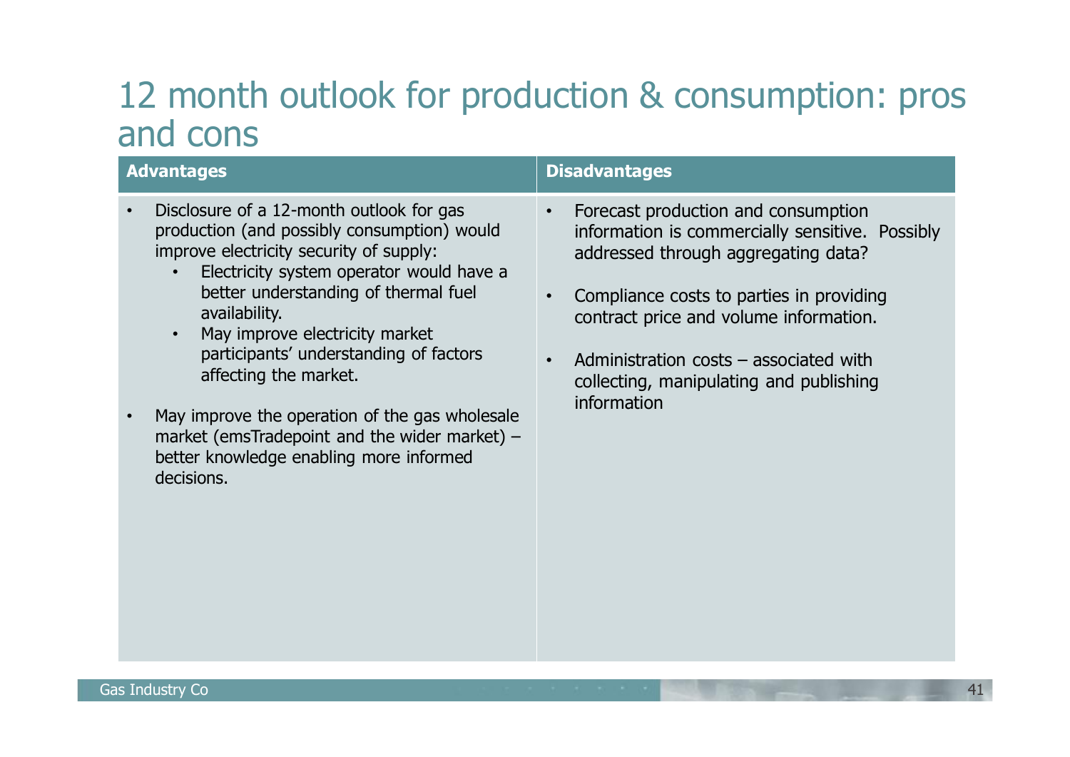# 12 month outlook for production & consumption: pros and cons

| Advantages | Disadvantages |
| --- | --- |
| • Disclosure of a 12-month outlook for gas production (and possibly consumption) would improve electricity security of supply:<br>  • Electricity system operator would have a better understanding of thermal fuel availability.<br>  • May improve electricity market participants' understanding of factors affecting the market.<br><br>• May improve the operation of the gas wholesale market (emsTradepoint and the wider market) – better knowledge enabling more informed decisions. | • Forecast production and consumption information is commercially sensitive. Possibly addressed through aggregating data?<br><br>• Compliance costs to parties in providing contract price and volume information.<br><br>• Administration costs – associated with collecting, manipulating and publishing information |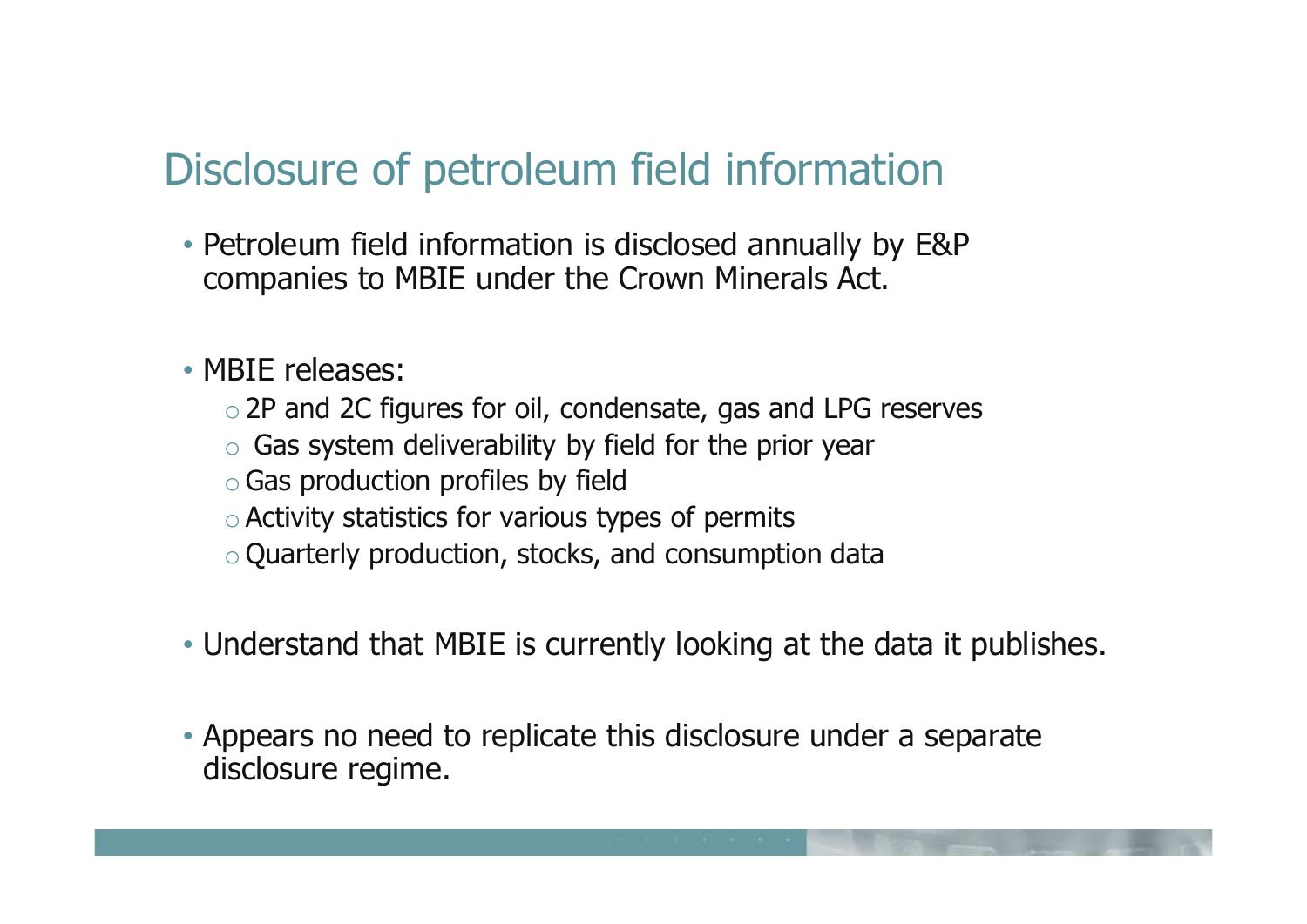# Disclosure of petroleum field information

- Petroleum field information is disclosed annually by E&P companies to MBIE under the Crown Minerals Act.

- MBIE releases:
  - 2P and 2C figures for oil, condensate, gas and LPG reserves
  - Gas system deliverability by field for the prior year
  - Gas production profiles by field
  - Activity statistics for various types of permits
  - Quarterly production, stocks, and consumption data

- Understand that MBIE is currently looking at the data it publishes.

- Appears no need to replicate this disclosure under a separate disclosure regime.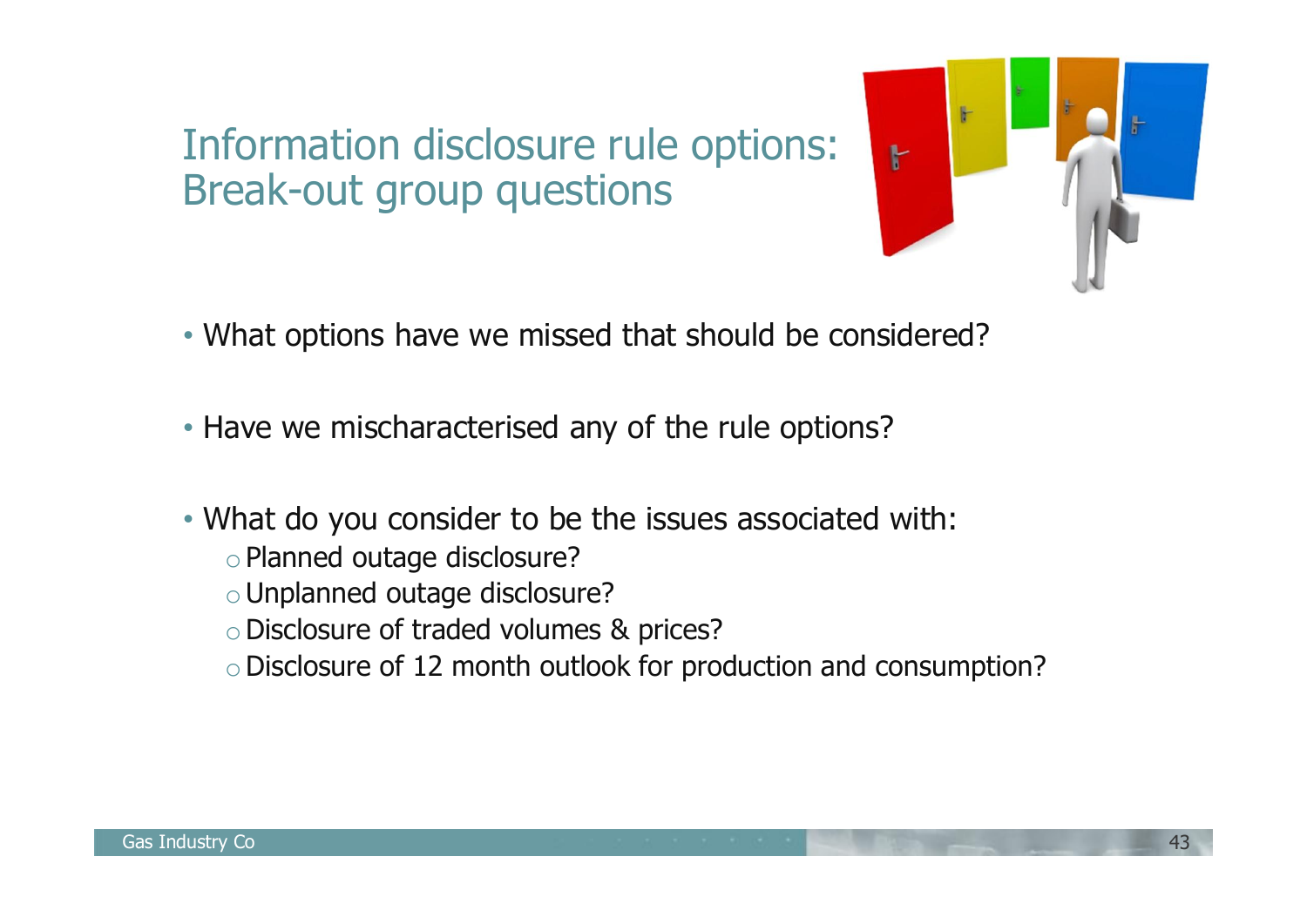# Information disclosure rule options: Break-out group questions

- What options have we missed that should be considered?
- Have we mischaracterised any of the rule options?
- What do you consider to be the issues associated with:
  - Planned outage disclosure?
  - Unplanned outage disclosure?
  - Disclosure of traded volumes & prices?
  - Disclosure of 12 month outlook for production and consumption?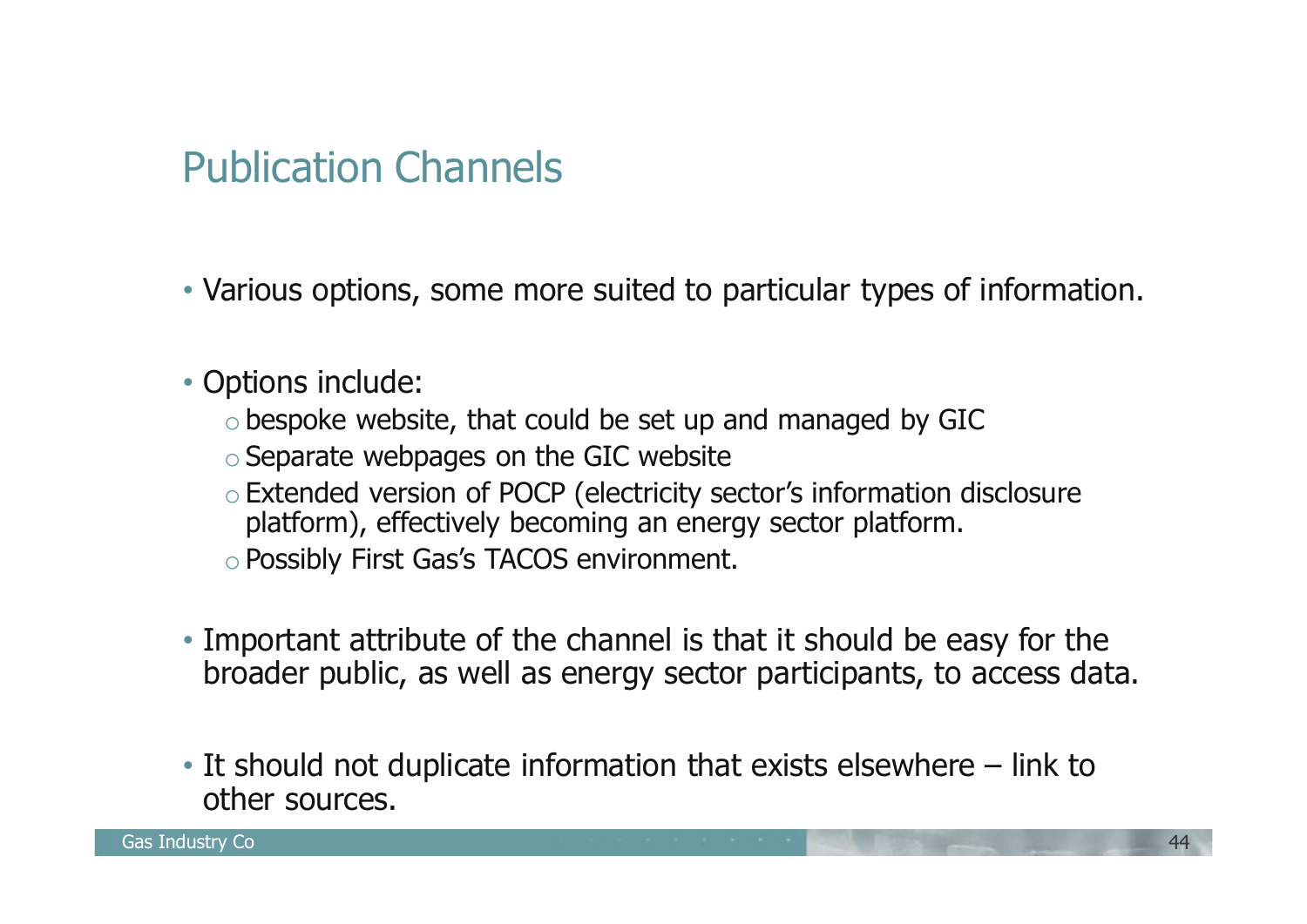# Publication Channels

- Various options, some more suited to particular types of information.

- Options include:
  - bespoke website, that could be set up and managed by GIC
  - Separate webpages on the GIC website
  - Extended version of POCP (electricity sector's information disclosure platform), effectively becoming an energy sector platform.
  - Possibly First Gas's TACOS environment.

- Important attribute of the channel is that it should be easy for the broader public, as well as energy sector participants, to access data.

- It should not duplicate information that exists elsewhere – link to other sources.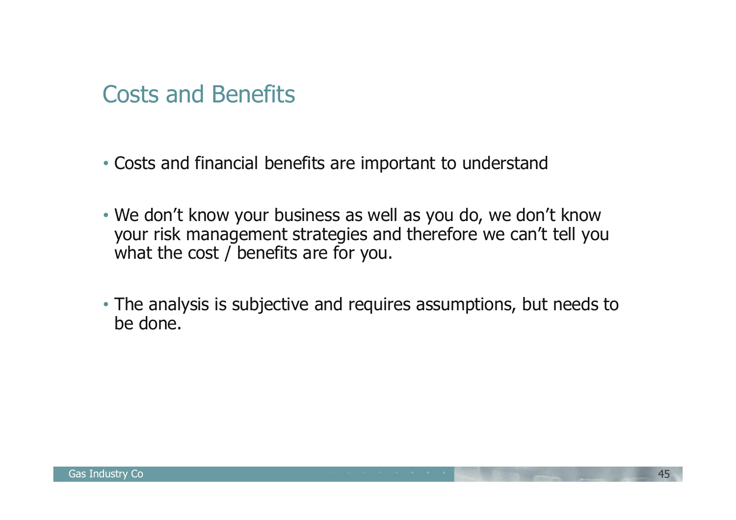# Costs and Benefits

- Costs and financial benefits are important to understand
- We don't know your business as well as you do, we don't know your risk management strategies and therefore we can't tell you what the cost / benefits are for you.
- The analysis is subjective and requires assumptions, but needs to be done.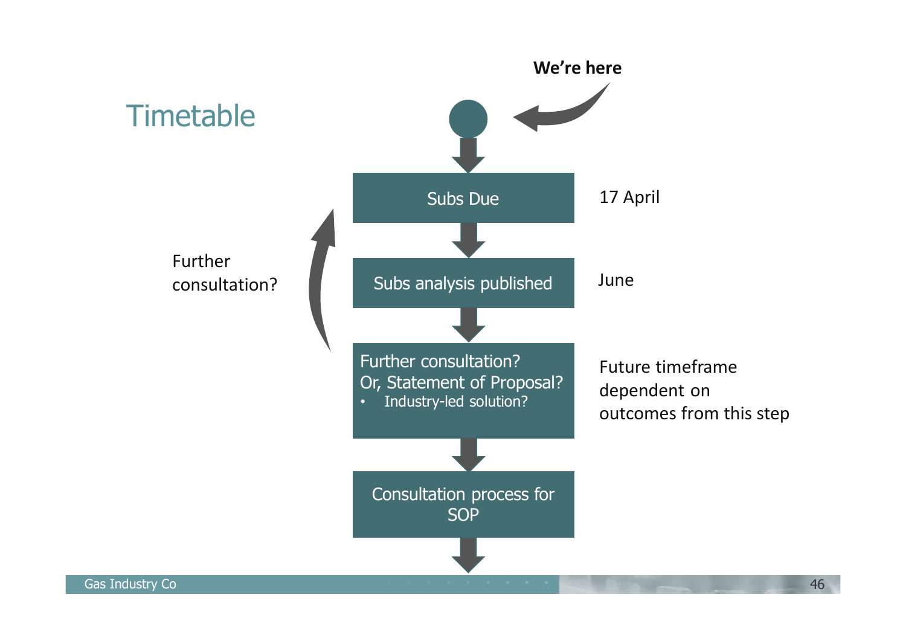# Timetable

**We're here**

- Subs Due — 17 April
- Subs analysis published — June
- Further consultation? Or, Statement of Proposal?
  - Industry-led solution?

  — Future timeframe dependent on outcomes from this step
- Consultation process for SOP

Further consultation?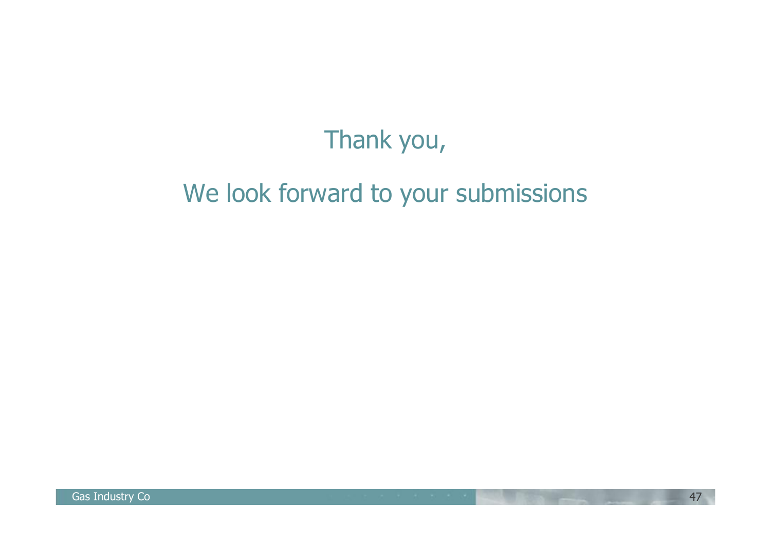Thank you,

We look forward to your submissions